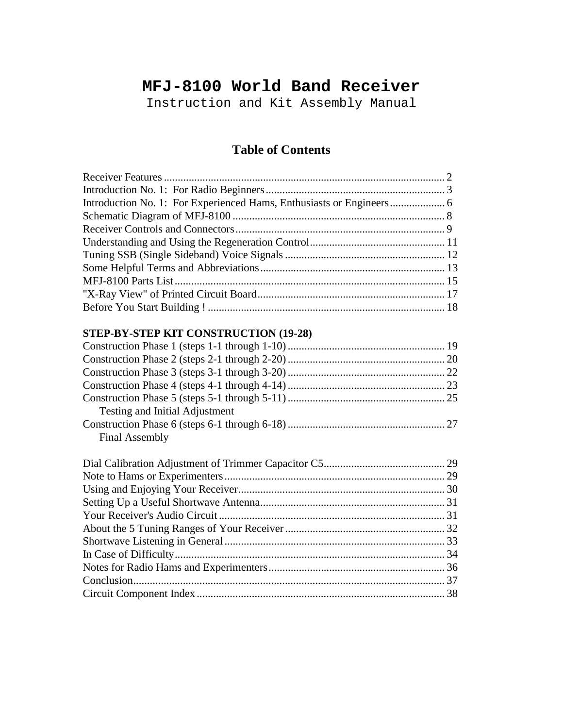# MFJ-8100 World Band Receiver

Instruction and Kit Assembly Manual

## Table of Contents

Receiver Features ..................................................................................................... 2
Introduction No. 1: For Radio Beginners................................................................. 3
Introduction No. 1: For Experienced Hams, Enthusiasts or Engineers.................... 6
Schematic Diagram of MFJ-8100 ............................................................................ 8
Receiver Controls and Connectors........................................................................... 9
Understanding and Using the Regeneration Control................................................. 11
Tuning SSB (Single Sideband) Voice Signals .......................................................... 12
Some Helpful Terms and Abbreviations................................................................... 13
MFJ-8100 Parts List.................................................................................................. 15
"X-Ray View" of Printed Circuit Board.................................................................... 17
Before You Start Building ! ..................................................................................... 18

**STEP-BY-STEP KIT CONSTRUCTION (19-28)**

Construction Phase 1 (steps 1-1 through 1-10) ......................................................... 19
Construction Phase 2 (steps 2-1 through 2-20) ......................................................... 20
Construction Phase 3 (steps 3-1 through 3-20) ......................................................... 22
Construction Phase 4 (steps 4-1 through 4-14) ......................................................... 23
Construction Phase 5 (steps 5-1 through 5-11) ......................................................... 25
    Testing and Initial Adjustment
Construction Phase 6 (steps 6-1 through 6-18) ......................................................... 27
    Final Assembly

Dial Calibration Adjustment of Trimmer Capacitor C5............................................ 29
Note to Hams or Experimenters................................................................................ 29
Using and Enjoying Your Receiver........................................................................... 30
Setting Up a Useful Shortwave Antenna................................................................... 31
Your Receiver's Audio Circuit.................................................................................. 31
About the 5 Tuning Ranges of Your Receiver.......................................................... 32
Shortwave Listening in General................................................................................ 33
In Case of Difficulty.................................................................................................. 34
Notes for Radio Hams and Experimenters................................................................ 36
Conclusion................................................................................................................. 37
Circuit Component Index.......................................................................................... 38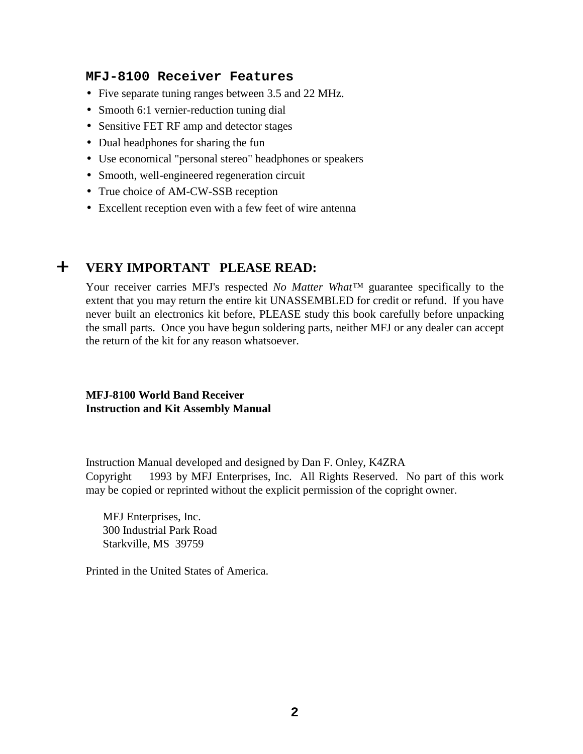## MFJ-8100 Receiver Features

- Five separate tuning ranges between 3.5 and 22 MHz.
- Smooth 6:1 vernier-reduction tuning dial
- Sensitive FET RF amp and detector stages
- Dual headphones for sharing the fun
- Use economical "personal stereo" headphones or speakers
- Smooth, well-engineered regeneration circuit
- True choice of AM-CW-SSB reception
- Excellent reception even with a few feet of wire antenna

## + VERY IMPORTANT   PLEASE READ:

Your receiver carries MFJ's respected *No Matter What*™ guarantee specifically to the extent that you may return the entire kit UNASSEMBLED for credit or refund. If you have never built an electronics kit before, PLEASE study this book carefully before unpacking the small parts. Once you have begun soldering parts, neither MFJ or any dealer can accept the return of the kit for any reason whatsoever.

**MFJ-8100 World Band Receiver**
**Instruction and Kit Assembly Manual**

Instruction Manual developed and designed by Dan F. Onley, K4ZRA
Copyright      1993 by MFJ Enterprises, Inc. All Rights Reserved. No part of this work may be copied or reprinted without the explicit permission of the copright owner.

MFJ Enterprises, Inc.
300 Industrial Park Road
Starkville, MS  39759

Printed in the United States of America.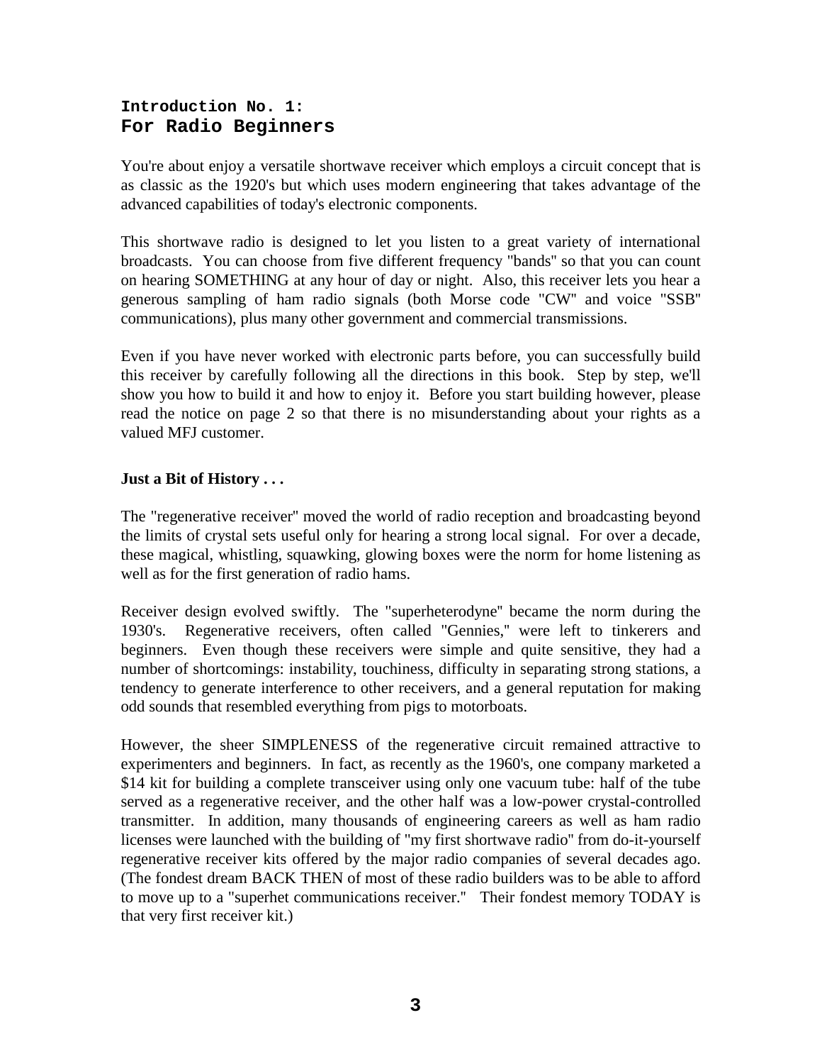## Introduction No. 1:
## For Radio Beginners

You're about enjoy a versatile shortwave receiver which employs a circuit concept that is as classic as the 1920's but which uses modern engineering that takes advantage of the advanced capabilities of today's electronic components.

This shortwave radio is designed to let you listen to a great variety of international broadcasts. You can choose from five different frequency "bands" so that you can count on hearing SOMETHING at any hour of day or night. Also, this receiver lets you hear a generous sampling of ham radio signals (both Morse code "CW" and voice "SSB" communications), plus many other government and commercial transmissions.

Even if you have never worked with electronic parts before, you can successfully build this receiver by carefully following all the directions in this book. Step by step, we'll show you how to build it and how to enjoy it. Before you start building however, please read the notice on page 2 so that there is no misunderstanding about your rights as a valued MFJ customer.

**Just a Bit of History . . .**

The "regenerative receiver" moved the world of radio reception and broadcasting beyond the limits of crystal sets useful only for hearing a strong local signal. For over a decade, these magical, whistling, squawking, glowing boxes were the norm for home listening as well as for the first generation of radio hams.

Receiver design evolved swiftly. The "superheterodyne" became the norm during the 1930's. Regenerative receivers, often called "Gennies," were left to tinkerers and beginners. Even though these receivers were simple and quite sensitive, they had a number of shortcomings: instability, touchiness, difficulty in separating strong stations, a tendency to generate interference to other receivers, and a general reputation for making odd sounds that resembled everything from pigs to motorboats.

However, the sheer SIMPLENESS of the regenerative circuit remained attractive to experimenters and beginners. In fact, as recently as the 1960's, one company marketed a $14 kit for building a complete transceiver using only one vacuum tube: half of the tube served as a regenerative receiver, and the other half was a low-power crystal-controlled transmitter. In addition, many thousands of engineering careers as well as ham radio licenses were launched with the building of "my first shortwave radio" from do-it-yourself regenerative receiver kits offered by the major radio companies of several decades ago. (The fondest dream BACK THEN of most of these radio builders was to be able to afford to move up to a "superhet communications receiver." Their fondest memory TODAY is that very first receiver kit.)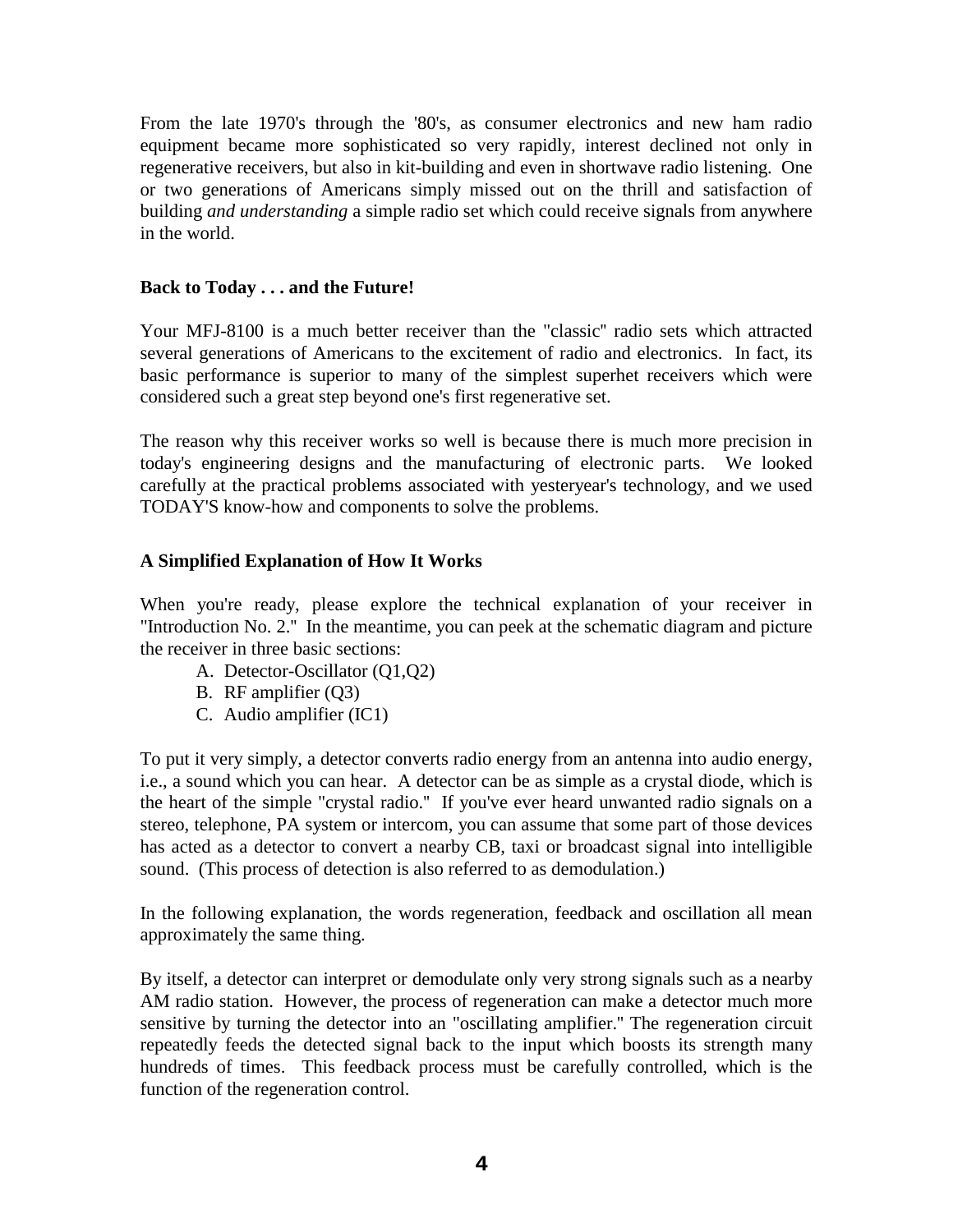From the late 1970's through the '80's, as consumer electronics and new ham radio equipment became more sophisticated so very rapidly, interest declined not only in regenerative receivers, but also in kit-building and even in shortwave radio listening. One or two generations of Americans simply missed out on the thrill and satisfaction of building *and understanding* a simple radio set which could receive signals from anywhere in the world.

**Back to Today . . . and the Future!**

Your MFJ-8100 is a much better receiver than the "classic" radio sets which attracted several generations of Americans to the excitement of radio and electronics. In fact, its basic performance is superior to many of the simplest superhet receivers which were considered such a great step beyond one's first regenerative set.

The reason why this receiver works so well is because there is much more precision in today's engineering designs and the manufacturing of electronic parts. We looked carefully at the practical problems associated with yesteryear's technology, and we used TODAY'S know-how and components to solve the problems.

**A Simplified Explanation of How It Works**

When you're ready, please explore the technical explanation of your receiver in "Introduction No. 2." In the meantime, you can peek at the schematic diagram and picture the receiver in three basic sections:

A. Detector-Oscillator (Q1,Q2)
B. RF amplifier (Q3)
C. Audio amplifier (IC1)

To put it very simply, a detector converts radio energy from an antenna into audio energy, i.e., a sound which you can hear. A detector can be as simple as a crystal diode, which is the heart of the simple "crystal radio." If you've ever heard unwanted radio signals on a stereo, telephone, PA system or intercom, you can assume that some part of those devices has acted as a detector to convert a nearby CB, taxi or broadcast signal into intelligible sound. (This process of detection is also referred to as demodulation.)

In the following explanation, the words regeneration, feedback and oscillation all mean approximately the same thing.

By itself, a detector can interpret or demodulate only very strong signals such as a nearby AM radio station. However, the process of regeneration can make a detector much more sensitive by turning the detector into an "oscillating amplifier." The regeneration circuit repeatedly feeds the detected signal back to the input which boosts its strength many hundreds of times. This feedback process must be carefully controlled, which is the function of the regeneration control.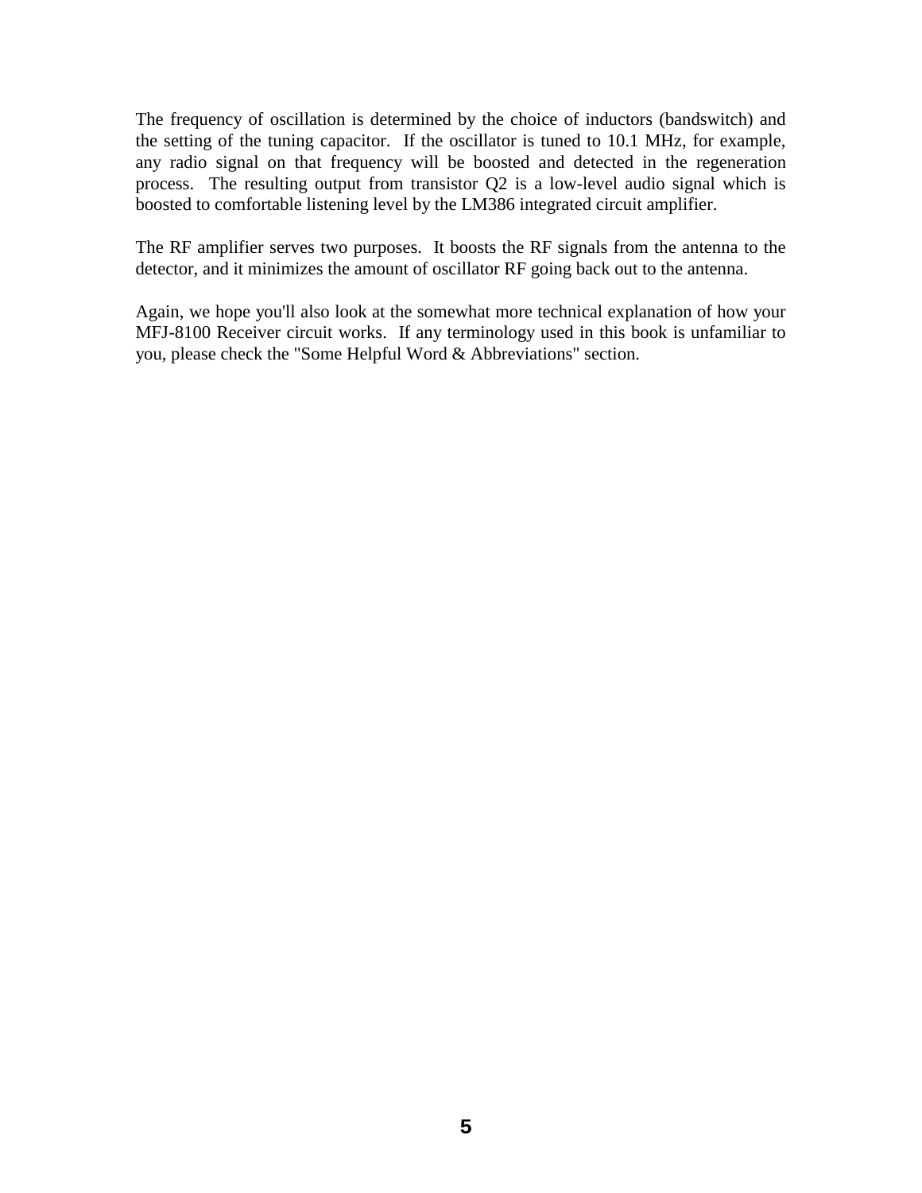The frequency of oscillation is determined by the choice of inductors (bandswitch) and the setting of the tuning capacitor. If the oscillator is tuned to 10.1 MHz, for example, any radio signal on that frequency will be boosted and detected in the regeneration process. The resulting output from transistor Q2 is a low-level audio signal which is boosted to comfortable listening level by the LM386 integrated circuit amplifier.

The RF amplifier serves two purposes. It boosts the RF signals from the antenna to the detector, and it minimizes the amount of oscillator RF going back out to the antenna.

Again, we hope you'll also look at the somewhat more technical explanation of how your MFJ-8100 Receiver circuit works. If any terminology used in this book is unfamiliar to you, please check the "Some Helpful Word & Abbreviations" section.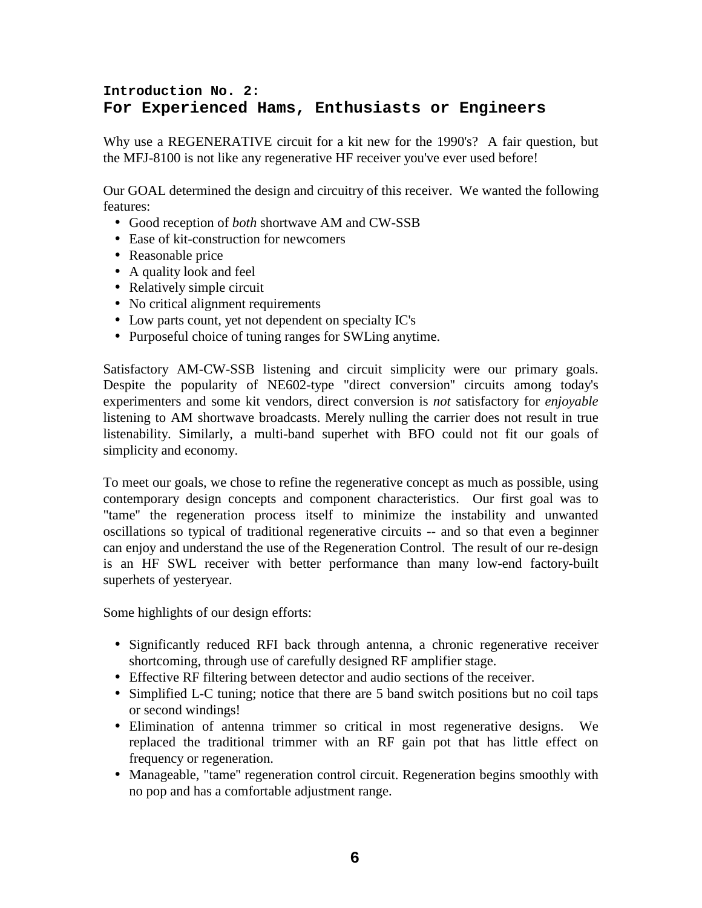## Introduction No. 2:
## For Experienced Hams, Enthusiasts or Engineers

Why use a REGENERATIVE circuit for a kit new for the 1990's? A fair question, but the MFJ-8100 is not like any regenerative HF receiver you've ever used before!

Our GOAL determined the design and circuitry of this receiver. We wanted the following features:

- Good reception of *both* shortwave AM and CW-SSB
- Ease of kit-construction for newcomers
- Reasonable price
- A quality look and feel
- Relatively simple circuit
- No critical alignment requirements
- Low parts count, yet not dependent on specialty IC's
- Purposeful choice of tuning ranges for SWLing anytime.

Satisfactory AM-CW-SSB listening and circuit simplicity were our primary goals. Despite the popularity of NE602-type "direct conversion" circuits among today's experimenters and some kit vendors, direct conversion is *not* satisfactory for *enjoyable* listening to AM shortwave broadcasts. Merely nulling the carrier does not result in true listenability. Similarly, a multi-band superhet with BFO could not fit our goals of simplicity and economy.

To meet our goals, we chose to refine the regenerative concept as much as possible, using contemporary design concepts and component characteristics. Our first goal was to "tame" the regeneration process itself to minimize the instability and unwanted oscillations so typical of traditional regenerative circuits -- and so that even a beginner can enjoy and understand the use of the Regeneration Control. The result of our re-design is an HF SWL receiver with better performance than many low-end factory-built superhets of yesteryear.

Some highlights of our design efforts:

- Significantly reduced RFI back through antenna, a chronic regenerative receiver shortcoming, through use of carefully designed RF amplifier stage.
- Effective RF filtering between detector and audio sections of the receiver.
- Simplified L-C tuning; notice that there are 5 band switch positions but no coil taps or second windings!
- Elimination of antenna trimmer so critical in most regenerative designs. We replaced the traditional trimmer with an RF gain pot that has little effect on frequency or regeneration.
- Manageable, "tame" regeneration control circuit. Regeneration begins smoothly with no pop and has a comfortable adjustment range.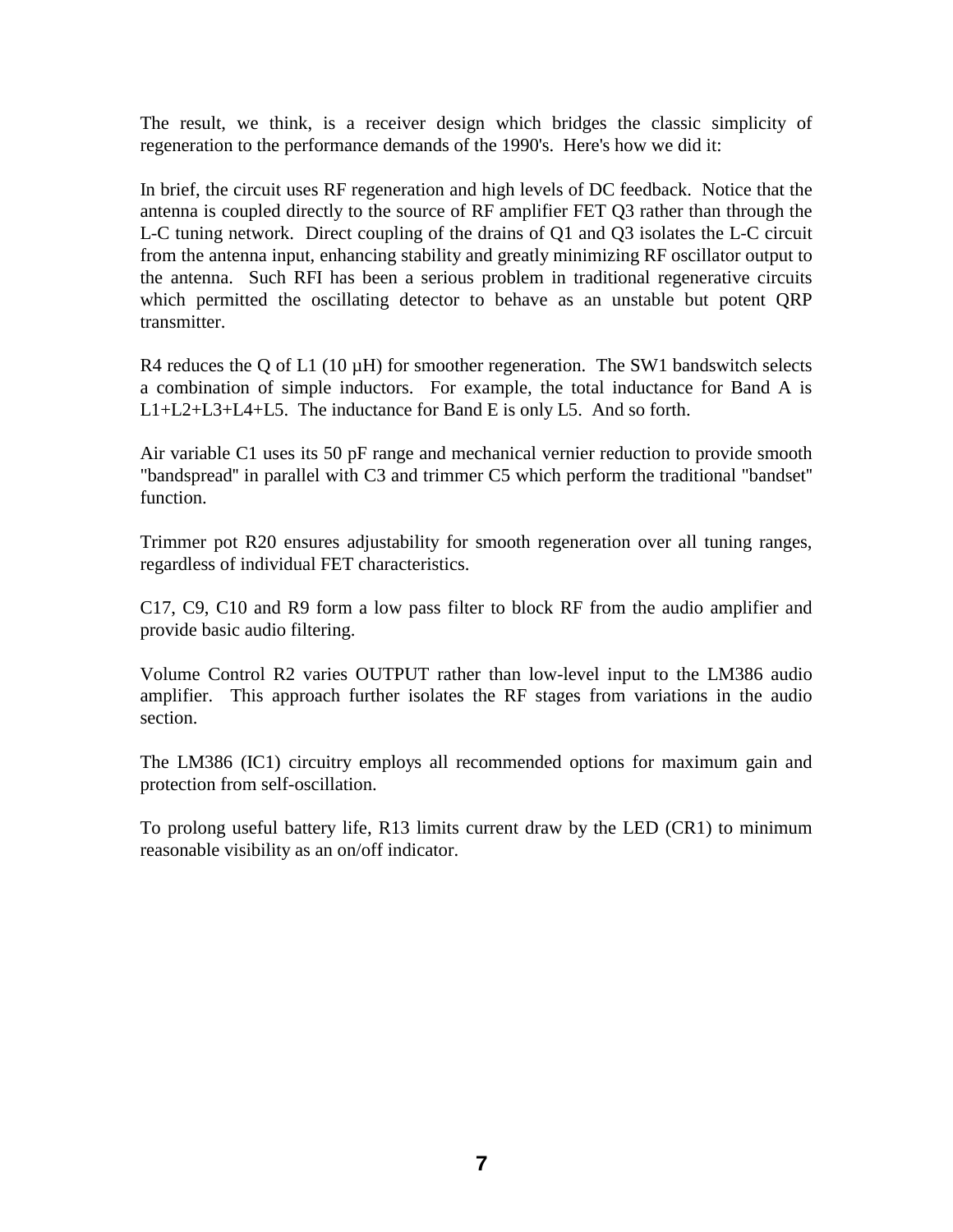The result, we think, is a receiver design which bridges the classic simplicity of regeneration to the performance demands of the 1990's. Here's how we did it:

In brief, the circuit uses RF regeneration and high levels of DC feedback. Notice that the antenna is coupled directly to the source of RF amplifier FET Q3 rather than through the L-C tuning network. Direct coupling of the drains of Q1 and Q3 isolates the L-C circuit from the antenna input, enhancing stability and greatly minimizing RF oscillator output to the antenna. Such RFI has been a serious problem in traditional regenerative circuits which permitted the oscillating detector to behave as an unstable but potent QRP transmitter.

R4 reduces the Q of L1 (10 µH) for smoother regeneration. The SW1 bandswitch selects a combination of simple inductors. For example, the total inductance for Band A is L1+L2+L3+L4+L5. The inductance for Band E is only L5. And so forth.

Air variable C1 uses its 50 pF range and mechanical vernier reduction to provide smooth "bandspread" in parallel with C3 and trimmer C5 which perform the traditional "bandset" function.

Trimmer pot R20 ensures adjustability for smooth regeneration over all tuning ranges, regardless of individual FET characteristics.

C17, C9, C10 and R9 form a low pass filter to block RF from the audio amplifier and provide basic audio filtering.

Volume Control R2 varies OUTPUT rather than low-level input to the LM386 audio amplifier. This approach further isolates the RF stages from variations in the audio section.

The LM386 (IC1) circuitry employs all recommended options for maximum gain and protection from self-oscillation.

To prolong useful battery life, R13 limits current draw by the LED (CR1) to minimum reasonable visibility as an on/off indicator.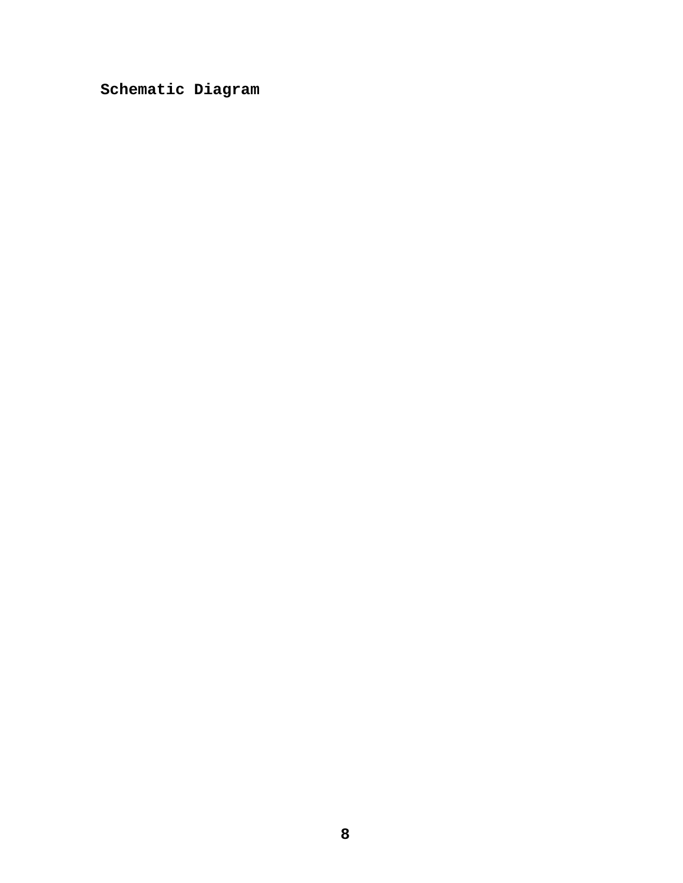**Schematic Diagram**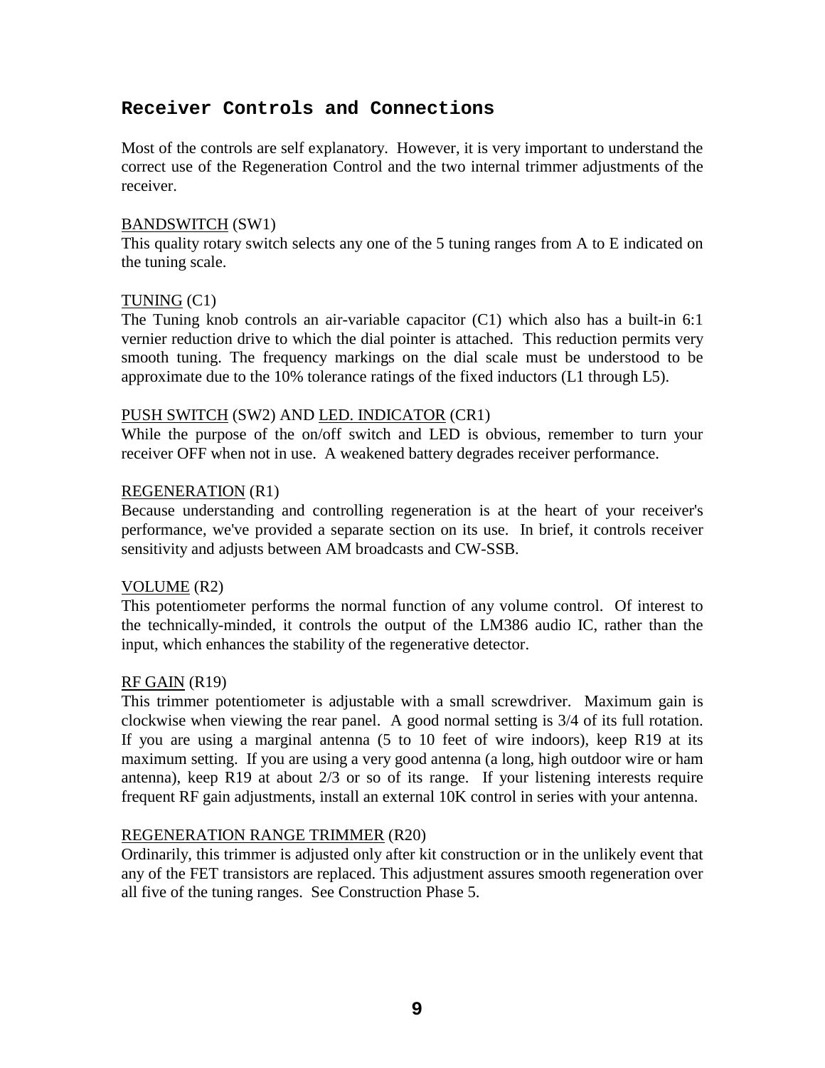## Receiver Controls and Connections

Most of the controls are self explanatory. However, it is very important to understand the correct use of the Regeneration Control and the two internal trimmer adjustments of the receiver.

BANDSWITCH (SW1)
This quality rotary switch selects any one of the 5 tuning ranges from A to E indicated on the tuning scale.

TUNING (C1)
The Tuning knob controls an air-variable capacitor (C1) which also has a built-in 6:1 vernier reduction drive to which the dial pointer is attached. This reduction permits very smooth tuning. The frequency markings on the dial scale must be understood to be approximate due to the 10% tolerance ratings of the fixed inductors (L1 through L5).

PUSH SWITCH (SW2) AND LED. INDICATOR (CR1)
While the purpose of the on/off switch and LED is obvious, remember to turn your receiver OFF when not in use. A weakened battery degrades receiver performance.

REGENERATION (R1)
Because understanding and controlling regeneration is at the heart of your receiver's performance, we've provided a separate section on its use. In brief, it controls receiver sensitivity and adjusts between AM broadcasts and CW-SSB.

VOLUME (R2)
This potentiometer performs the normal function of any volume control. Of interest to the technically-minded, it controls the output of the LM386 audio IC, rather than the input, which enhances the stability of the regenerative detector.

RF GAIN (R19)
This trimmer potentiometer is adjustable with a small screwdriver. Maximum gain is clockwise when viewing the rear panel. A good normal setting is 3/4 of its full rotation. If you are using a marginal antenna (5 to 10 feet of wire indoors), keep R19 at its maximum setting. If you are using a very good antenna (a long, high outdoor wire or ham antenna), keep R19 at about 2/3 or so of its range. If your listening interests require frequent RF gain adjustments, install an external 10K control in series with your antenna.

REGENERATION RANGE TRIMMER (R20)
Ordinarily, this trimmer is adjusted only after kit construction or in the unlikely event that any of the FET transistors are replaced. This adjustment assures smooth regeneration over all five of the tuning ranges. See Construction Phase 5.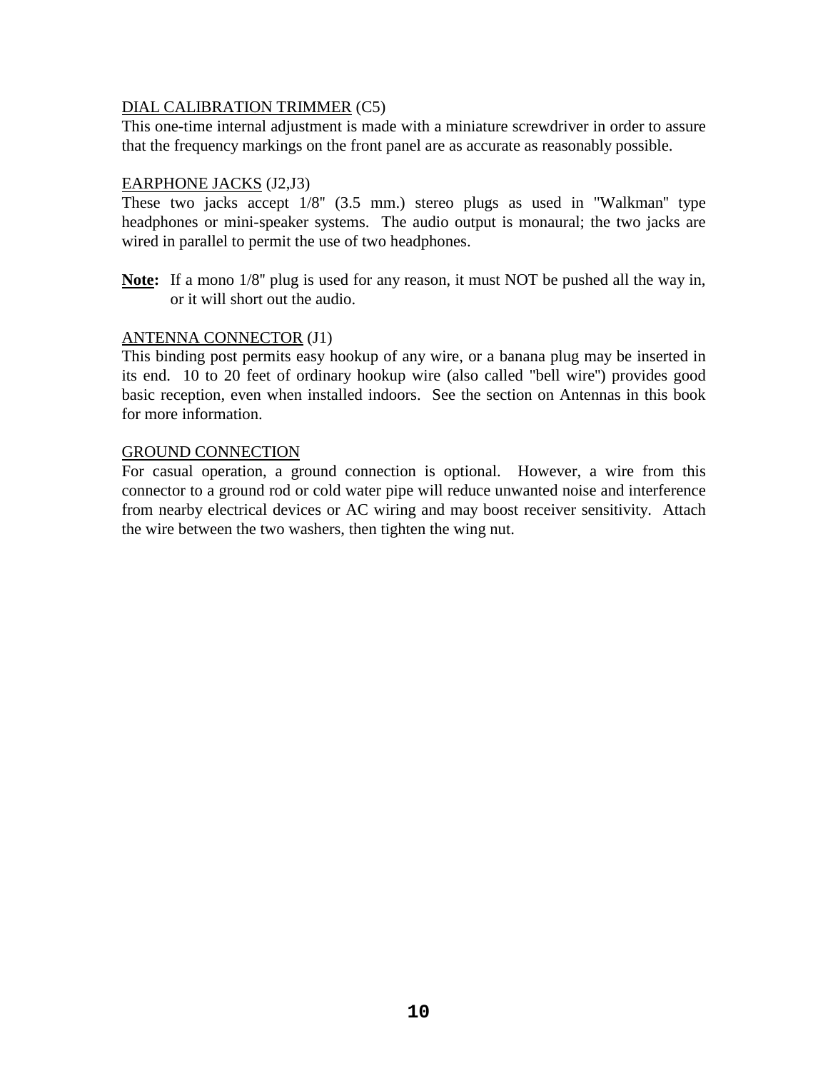DIAL CALIBRATION TRIMMER (C5)
This one-time internal adjustment is made with a miniature screwdriver in order to assure that the frequency markings on the front panel are as accurate as reasonably possible.

EARPHONE JACKS (J2,J3)
These two jacks accept 1/8" (3.5 mm.) stereo plugs as used in "Walkman" type headphones or mini-speaker systems. The audio output is monaural; the two jacks are wired in parallel to permit the use of two headphones.

**Note:** If a mono 1/8" plug is used for any reason, it must NOT be pushed all the way in, or it will short out the audio.

ANTENNA CONNECTOR (J1)
This binding post permits easy hookup of any wire, or a banana plug may be inserted in its end. 10 to 20 feet of ordinary hookup wire (also called "bell wire") provides good basic reception, even when installed indoors. See the section on Antennas in this book for more information.

GROUND CONNECTION
For casual operation, a ground connection is optional. However, a wire from this connector to a ground rod or cold water pipe will reduce unwanted noise and interference from nearby electrical devices or AC wiring and may boost receiver sensitivity. Attach the wire between the two washers, then tighten the wing nut.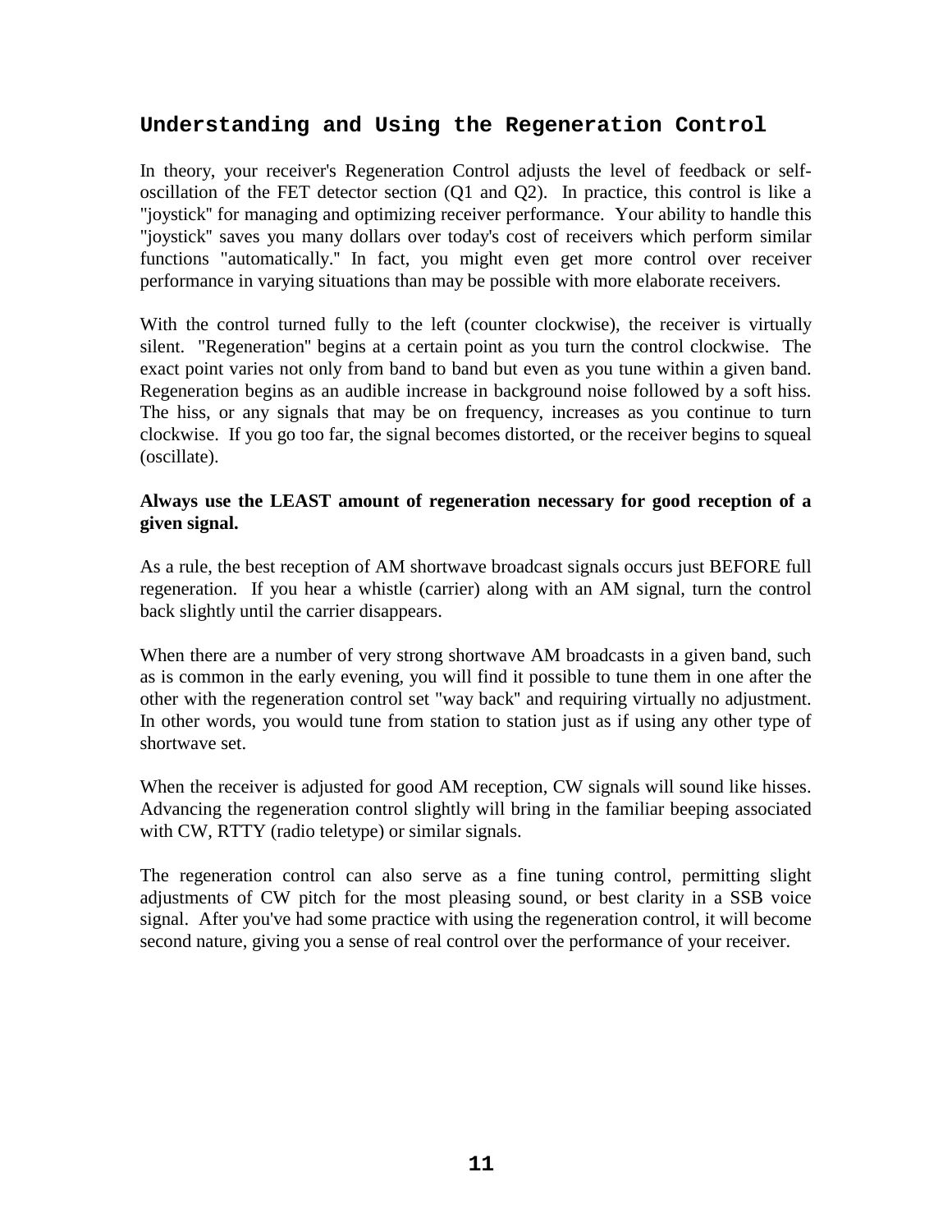## Understanding and Using the Regeneration Control

In theory, your receiver's Regeneration Control adjusts the level of feedback or self-oscillation of the FET detector section (Q1 and Q2). In practice, this control is like a "joystick" for managing and optimizing receiver performance. Your ability to handle this "joystick" saves you many dollars over today's cost of receivers which perform similar functions "automatically." In fact, you might even get more control over receiver performance in varying situations than may be possible with more elaborate receivers.

With the control turned fully to the left (counter clockwise), the receiver is virtually silent. "Regeneration" begins at a certain point as you turn the control clockwise. The exact point varies not only from band to band but even as you tune within a given band. Regeneration begins as an audible increase in background noise followed by a soft hiss. The hiss, or any signals that may be on frequency, increases as you continue to turn clockwise. If you go too far, the signal becomes distorted, or the receiver begins to squeal (oscillate).

**Always use the LEAST amount of regeneration necessary for good reception of a given signal.**

As a rule, the best reception of AM shortwave broadcast signals occurs just BEFORE full regeneration. If you hear a whistle (carrier) along with an AM signal, turn the control back slightly until the carrier disappears.

When there are a number of very strong shortwave AM broadcasts in a given band, such as is common in the early evening, you will find it possible to tune them in one after the other with the regeneration control set "way back" and requiring virtually no adjustment. In other words, you would tune from station to station just as if using any other type of shortwave set.

When the receiver is adjusted for good AM reception, CW signals will sound like hisses. Advancing the regeneration control slightly will bring in the familiar beeping associated with CW, RTTY (radio teletype) or similar signals.

The regeneration control can also serve as a fine tuning control, permitting slight adjustments of CW pitch for the most pleasing sound, or best clarity in a SSB voice signal. After you've had some practice with using the regeneration control, it will become second nature, giving you a sense of real control over the performance of your receiver.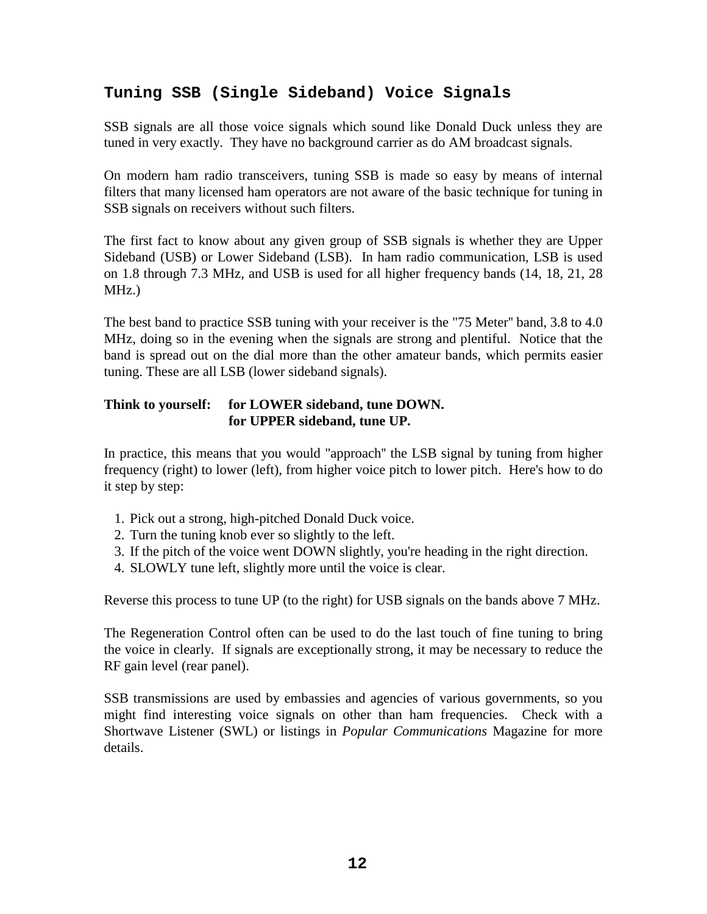## Tuning SSB (Single Sideband) Voice Signals

SSB signals are all those voice signals which sound like Donald Duck unless they are tuned in very exactly. They have no background carrier as do AM broadcast signals.

On modern ham radio transceivers, tuning SSB is made so easy by means of internal filters that many licensed ham operators are not aware of the basic technique for tuning in SSB signals on receivers without such filters.

The first fact to know about any given group of SSB signals is whether they are Upper Sideband (USB) or Lower Sideband (LSB). In ham radio communication, LSB is used on 1.8 through 7.3 MHz, and USB is used for all higher frequency bands (14, 18, 21, 28 MHz.)

The best band to practice SSB tuning with your receiver is the "75 Meter" band, 3.8 to 4.0 MHz, doing so in the evening when the signals are strong and plentiful. Notice that the band is spread out on the dial more than the other amateur bands, which permits easier tuning. These are all LSB (lower sideband signals).

**Think to yourself: for LOWER sideband, tune DOWN.**
**for UPPER sideband, tune UP.**

In practice, this means that you would "approach" the LSB signal by tuning from higher frequency (right) to lower (left), from higher voice pitch to lower pitch. Here's how to do it step by step:

1. Pick out a strong, high-pitched Donald Duck voice.
2. Turn the tuning knob ever so slightly to the left.
3. If the pitch of the voice went DOWN slightly, you're heading in the right direction.
4. SLOWLY tune left, slightly more until the voice is clear.

Reverse this process to tune UP (to the right) for USB signals on the bands above 7 MHz.

The Regeneration Control often can be used to do the last touch of fine tuning to bring the voice in clearly. If signals are exceptionally strong, it may be necessary to reduce the RF gain level (rear panel).

SSB transmissions are used by embassies and agencies of various governments, so you might find interesting voice signals on other than ham frequencies. Check with a Shortwave Listener (SWL) or listings in *Popular Communications* Magazine for more details.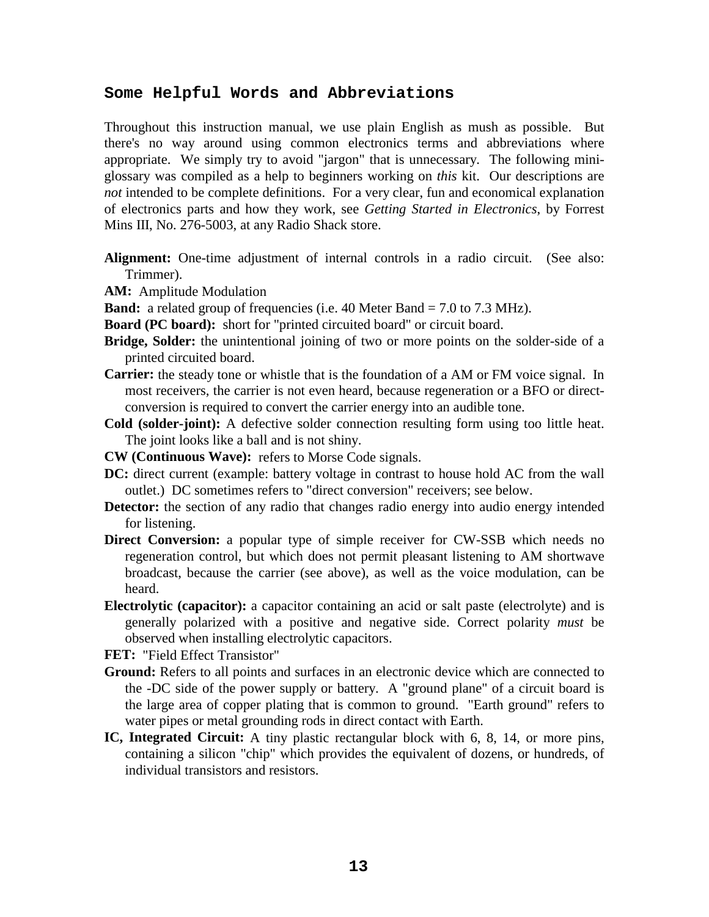## Some Helpful Words and Abbreviations

Throughout this instruction manual, we use plain English as mush as possible. But there's no way around using common electronics terms and abbreviations where appropriate. We simply try to avoid "jargon" that is unnecessary. The following mini-glossary was compiled as a help to beginners working on *this* kit. Our descriptions are *not* intended to be complete definitions. For a very clear, fun and economical explanation of electronics parts and how they work, see *Getting Started in Electronics*, by Forrest Mins III, No. 276-5003, at any Radio Shack store.

**Alignment:** One-time adjustment of internal controls in a radio circuit. (See also: Trimmer).

**AM:** Amplitude Modulation

**Band:** a related group of frequencies (i.e. 40 Meter Band = 7.0 to 7.3 MHz).

**Board (PC board):** short for "printed circuited board" or circuit board.

**Bridge, Solder:** the unintentional joining of two or more points on the solder-side of a printed circuited board.

**Carrier:** the steady tone or whistle that is the foundation of a AM or FM voice signal. In most receivers, the carrier is not even heard, because regeneration or a BFO or direct-conversion is required to convert the carrier energy into an audible tone.

**Cold (solder-joint):** A defective solder connection resulting form using too little heat. The joint looks like a ball and is not shiny.

**CW (Continuous Wave):** refers to Morse Code signals.

**DC:** direct current (example: battery voltage in contrast to house hold AC from the wall outlet.) DC sometimes refers to "direct conversion" receivers; see below.

**Detector:** the section of any radio that changes radio energy into audio energy intended for listening.

**Direct Conversion:** a popular type of simple receiver for CW-SSB which needs no regeneration control, but which does not permit pleasant listening to AM shortwave broadcast, because the carrier (see above), as well as the voice modulation, can be heard.

**Electrolytic (capacitor):** a capacitor containing an acid or salt paste (electrolyte) and is generally polarized with a positive and negative side. Correct polarity *must* be observed when installing electrolytic capacitors.

**FET:** "Field Effect Transistor"

**Ground:** Refers to all points and surfaces in an electronic device which are connected to the -DC side of the power supply or battery. A "ground plane" of a circuit board is the large area of copper plating that is common to ground. "Earth ground" refers to water pipes or metal grounding rods in direct contact with Earth.

**IC, Integrated Circuit:** A tiny plastic rectangular block with 6, 8, 14, or more pins, containing a silicon "chip" which provides the equivalent of dozens, or hundreds, of individual transistors and resistors.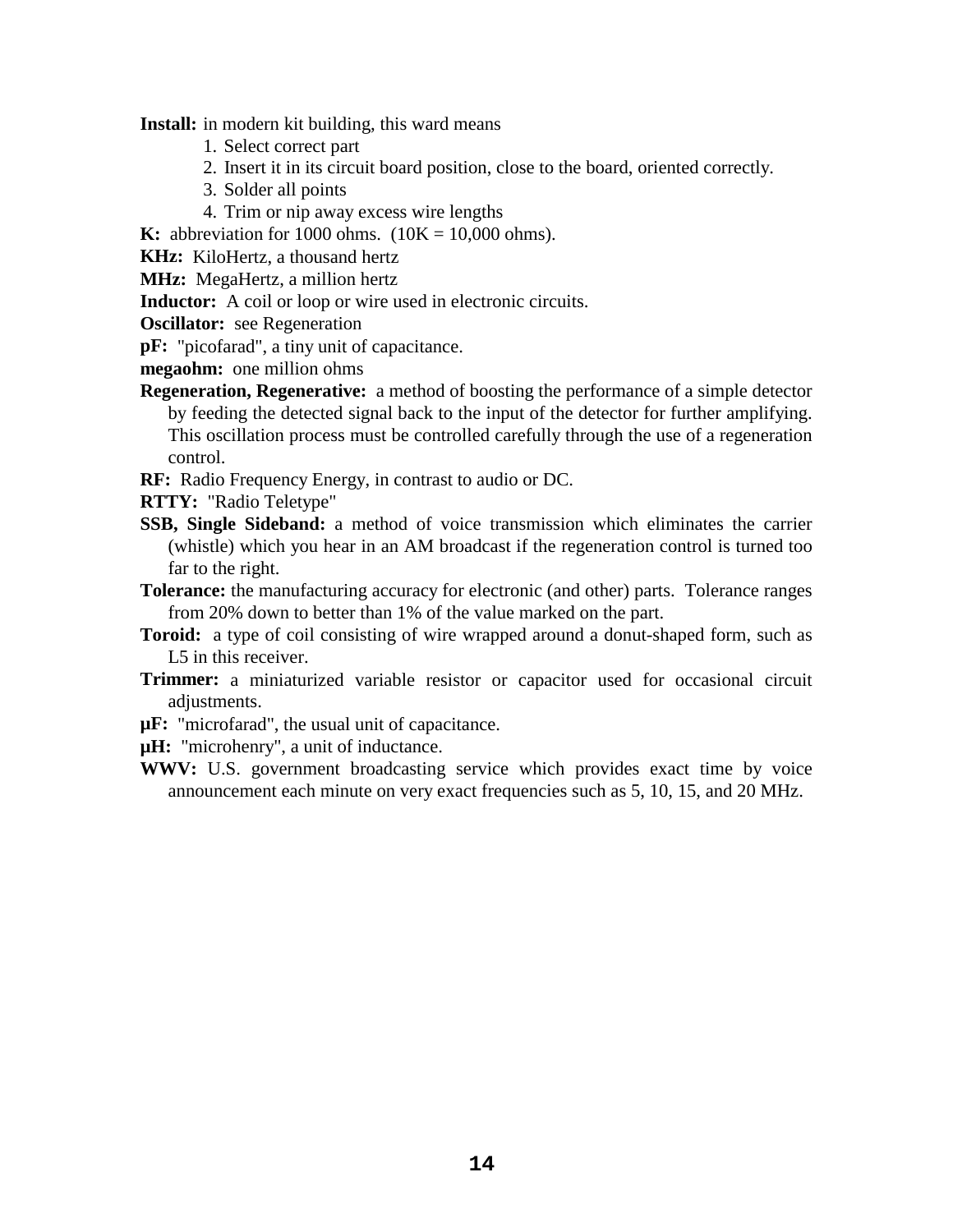**Install:** in modern kit building, this ward means

1. Select correct part
2. Insert it in its circuit board position, close to the board, oriented correctly.
3. Solder all points
4. Trim or nip away excess wire lengths

**K:** abbreviation for 1000 ohms. (10K = 10,000 ohms).

**KHz:** KiloHertz, a thousand hertz

**MHz:** MegaHertz, a million hertz

**Inductor:** A coil or loop or wire used in electronic circuits.

**Oscillator:** see Regeneration

**pF:** "picofarad", a tiny unit of capacitance.

**megaohm:** one million ohms

**Regeneration, Regenerative:** a method of boosting the performance of a simple detector by feeding the detected signal back to the input of the detector for further amplifying. This oscillation process must be controlled carefully through the use of a regeneration control.

**RF:** Radio Frequency Energy, in contrast to audio or DC.

**RTTY:** "Radio Teletype"

**SSB, Single Sideband:** a method of voice transmission which eliminates the carrier (whistle) which you hear in an AM broadcast if the regeneration control is turned too far to the right.

**Tolerance:** the manufacturing accuracy for electronic (and other) parts. Tolerance ranges from 20% down to better than 1% of the value marked on the part.

**Toroid:** a type of coil consisting of wire wrapped around a donut-shaped form, such as L5 in this receiver.

**Trimmer:** a miniaturized variable resistor or capacitor used for occasional circuit adjustments.

**µF:** "microfarad", the usual unit of capacitance.

**µH:** "microhenry", a unit of inductance.

**WWV:** U.S. government broadcasting service which provides exact time by voice announcement each minute on very exact frequencies such as 5, 10, 15, and 20 MHz.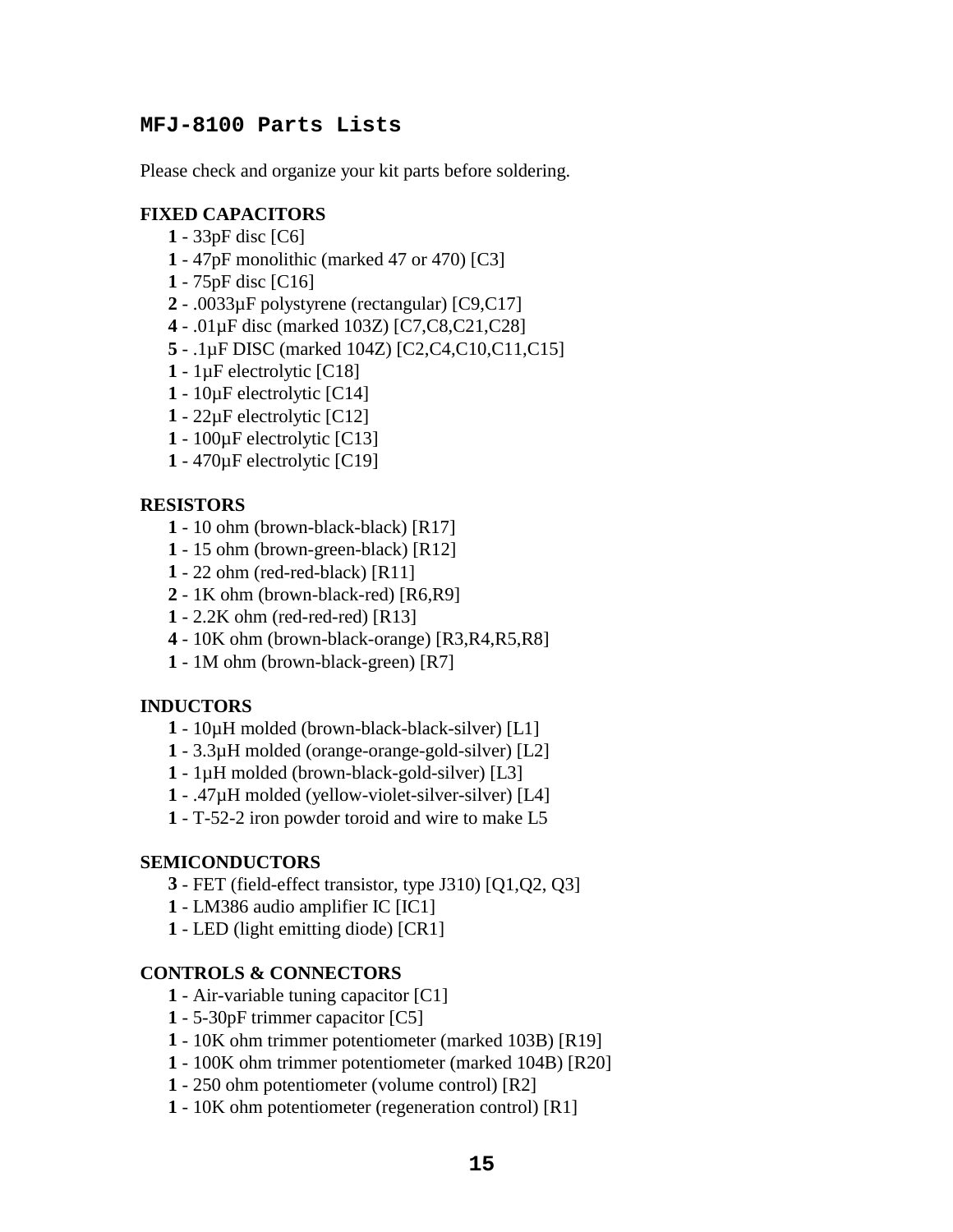## MFJ-8100 Parts Lists

Please check and organize your kit parts before soldering.

**FIXED CAPACITORS**

- **1** - 33pF disc [C6]
- **1** - 47pF monolithic (marked 47 or 470) [C3]
- **1** - 75pF disc [C16]
- **2** - .0033µF polystyrene (rectangular) [C9,C17]
- **4** - .01µF disc (marked 103Z) [C7,C8,C21,C28]
- **5** - .1µF DISC (marked 104Z) [C2,C4,C10,C11,C15]
- **1** - 1µF electrolytic [C18]
- **1** - 10µF electrolytic [C14]
- **1** - 22µF electrolytic [C12]
- **1** - 100µF electrolytic [C13]
- **1** - 470µF electrolytic [C19]

**RESISTORS**

- **1** - 10 ohm (brown-black-black) [R17]
- **1** - 15 ohm (brown-green-black) [R12]
- **1** - 22 ohm (red-red-black) [R11]
- **2** - 1K ohm (brown-black-red) [R6,R9]
- **1** - 2.2K ohm (red-red-red) [R13]
- **4** - 10K ohm (brown-black-orange) [R3,R4,R5,R8]
- **1** - 1M ohm (brown-black-green) [R7]

**INDUCTORS**

- **1** - 10µH molded (brown-black-black-silver) [L1]
- **1** - 3.3µH molded (orange-orange-gold-silver) [L2]
- **1** - 1µH molded (brown-black-gold-silver) [L3]
- **1** - .47µH molded (yellow-violet-silver-silver) [L4]
- **1** - T-52-2 iron powder toroid and wire to make L5

**SEMICONDUCTORS**

- **3** - FET (field-effect transistor, type J310) [Q1,Q2, Q3]
- **1** - LM386 audio amplifier IC [IC1]
- **1** - LED (light emitting diode) [CR1]

**CONTROLS & CONNECTORS**

- **1** - Air-variable tuning capacitor [C1]
- **1** - 5-30pF trimmer capacitor [C5]
- **1** - 10K ohm trimmer potentiometer (marked 103B) [R19]
- **1** - 100K ohm trimmer potentiometer (marked 104B) [R20]
- **1** - 250 ohm potentiometer (volume control) [R2]
- **1** - 10K ohm potentiometer (regeneration control) [R1]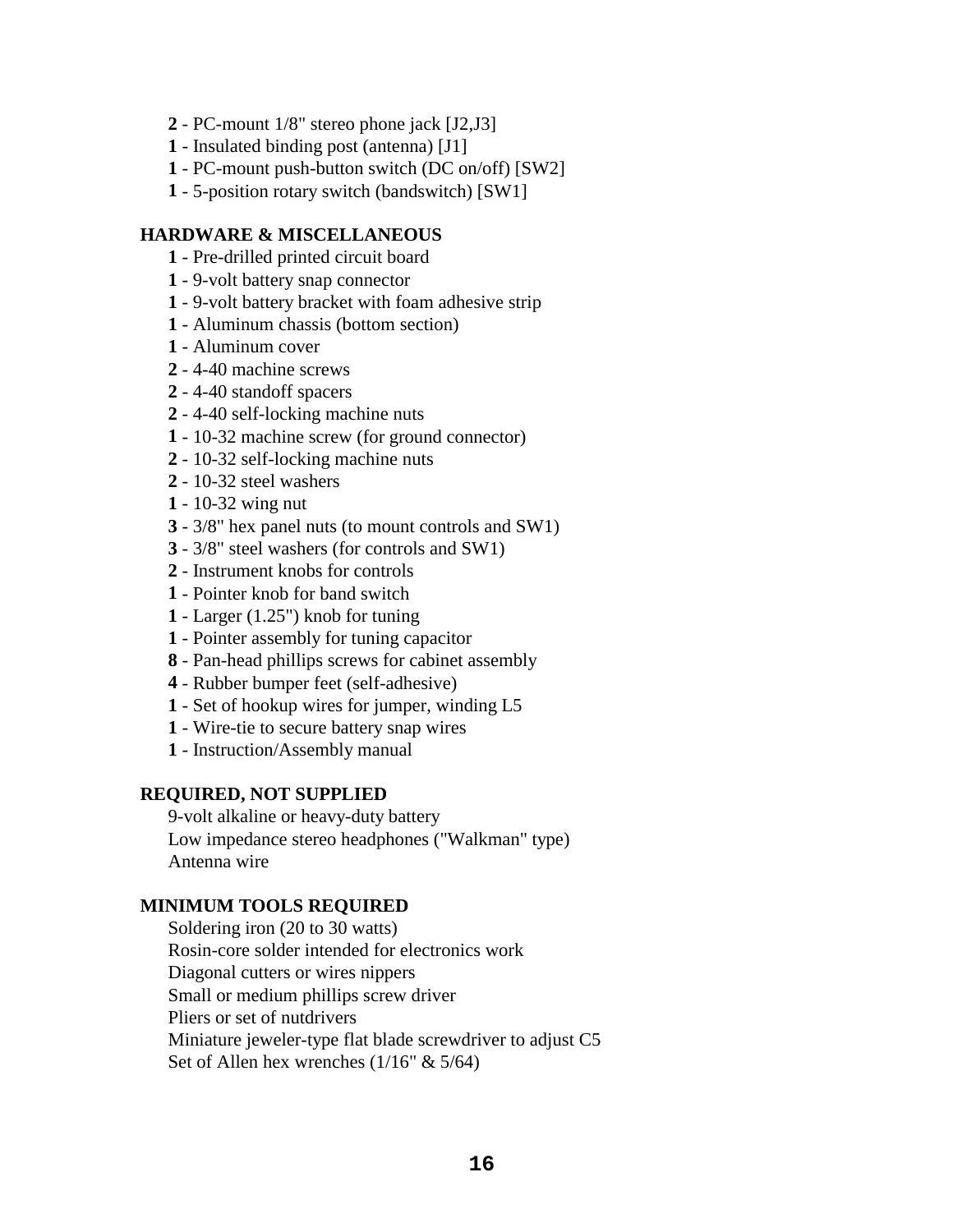**2** - PC-mount 1/8" stereo phone jack [J2,J3]
**1** - Insulated binding post (antenna) [J1]
**1** - PC-mount push-button switch (DC on/off) [SW2]
**1** - 5-position rotary switch (bandswitch) [SW1]

**HARDWARE & MISCELLANEOUS**

**1** - Pre-drilled printed circuit board
**1** - 9-volt battery snap connector
**1** - 9-volt battery bracket with foam adhesive strip
**1** - Aluminum chassis (bottom section)
**1** - Aluminum cover
**2** - 4-40 machine screws
**2** - 4-40 standoff spacers
**2** - 4-40 self-locking machine nuts
**1** - 10-32 machine screw (for ground connector)
**2** - 10-32 self-locking machine nuts
**2** - 10-32 steel washers
**1** - 10-32 wing nut
**3** - 3/8" hex panel nuts (to mount controls and SW1)
**3** - 3/8" steel washers (for controls and SW1)
**2** - Instrument knobs for controls
**1** - Pointer knob for band switch
**1** - Larger (1.25") knob for tuning
**1** - Pointer assembly for tuning capacitor
**8** - Pan-head phillips screws for cabinet assembly
**4** - Rubber bumper feet (self-adhesive)
**1** - Set of hookup wires for jumper, winding L5
**1** - Wire-tie to secure battery snap wires
**1** - Instruction/Assembly manual

**REQUIRED, NOT SUPPLIED**

9-volt alkaline or heavy-duty battery
Low impedance stereo headphones ("Walkman" type)
Antenna wire

**MINIMUM TOOLS REQUIRED**

Soldering iron (20 to 30 watts)
Rosin-core solder intended for electronics work
Diagonal cutters or wires nippers
Small or medium phillips screw driver
Pliers or set of nutdrivers
Miniature jeweler-type flat blade screwdriver to adjust C5
Set of Allen hex wrenches (1/16" & 5/64)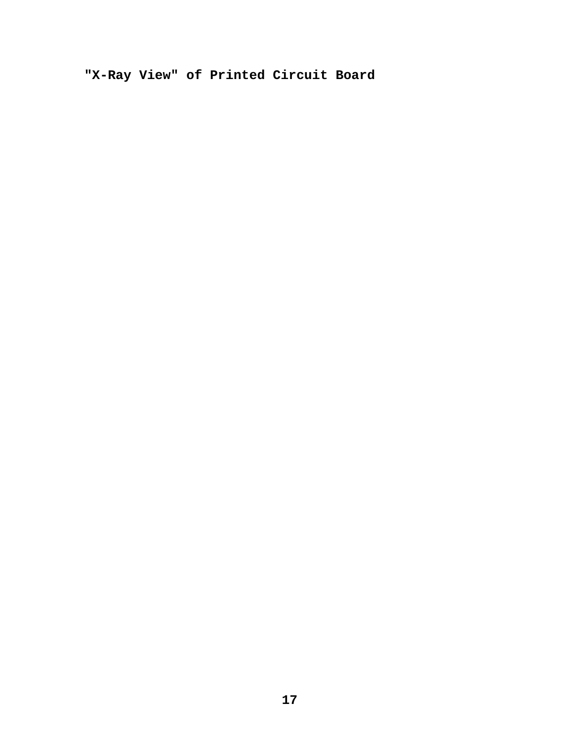**"X-Ray View" of Printed Circuit Board**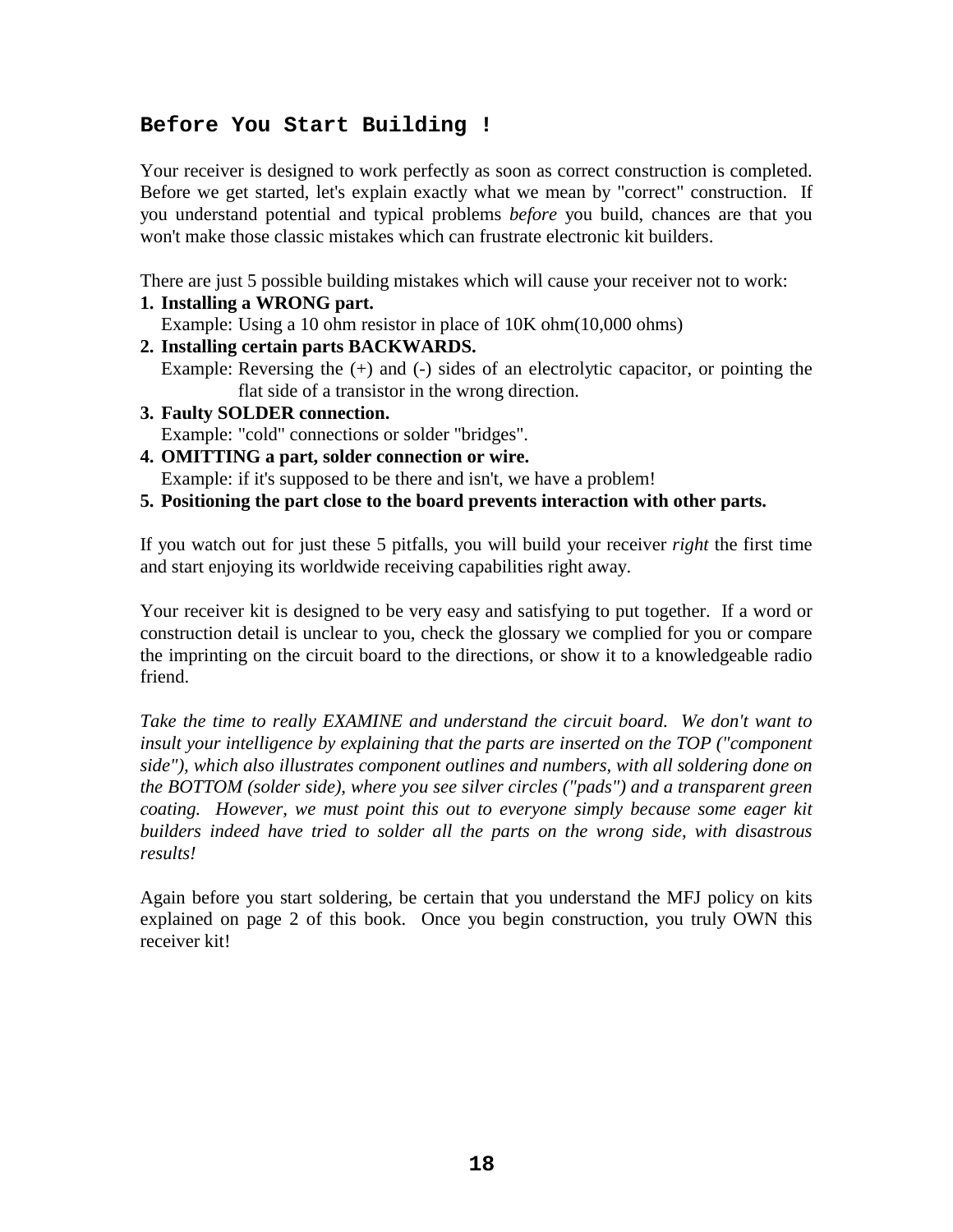## Before You Start Building !

Your receiver is designed to work perfectly as soon as correct construction is completed. Before we get started, let's explain exactly what we mean by "correct" construction. If you understand potential and typical problems *before* you build, chances are that you won't make those classic mistakes which can frustrate electronic kit builders.

There are just 5 possible building mistakes which will cause your receiver not to work:

1. **Installing a WRONG part.**
   Example: Using a 10 ohm resistor in place of 10K ohm(10,000 ohms)
2. **Installing certain parts BACKWARDS.**
   Example: Reversing the (+) and (-) sides of an electrolytic capacitor, or pointing the flat side of a transistor in the wrong direction.
3. **Faulty SOLDER connection.**
   Example: "cold" connections or solder "bridges".
4. **OMITTING a part, solder connection or wire.**
   Example: if it's supposed to be there and isn't, we have a problem!
5. **Positioning the part close to the board prevents interaction with other parts.**

If you watch out for just these 5 pitfalls, you will build your receiver *right* the first time and start enjoying its worldwide receiving capabilities right away.

Your receiver kit is designed to be very easy and satisfying to put together. If a word or construction detail is unclear to you, check the glossary we complied for you or compare the imprinting on the circuit board to the directions, or show it to a knowledgeable radio friend.

*Take the time to really EXAMINE and understand the circuit board. We don't want to insult your intelligence by explaining that the parts are inserted on the TOP ("component side"), which also illustrates component outlines and numbers, with all soldering done on the BOTTOM (solder side), where you see silver circles ("pads") and a transparent green coating. However, we must point this out to everyone simply because some eager kit builders indeed have tried to solder all the parts on the wrong side, with disastrous results!*

Again before you start soldering, be certain that you understand the MFJ policy on kits explained on page 2 of this book. Once you begin construction, you truly OWN this receiver kit!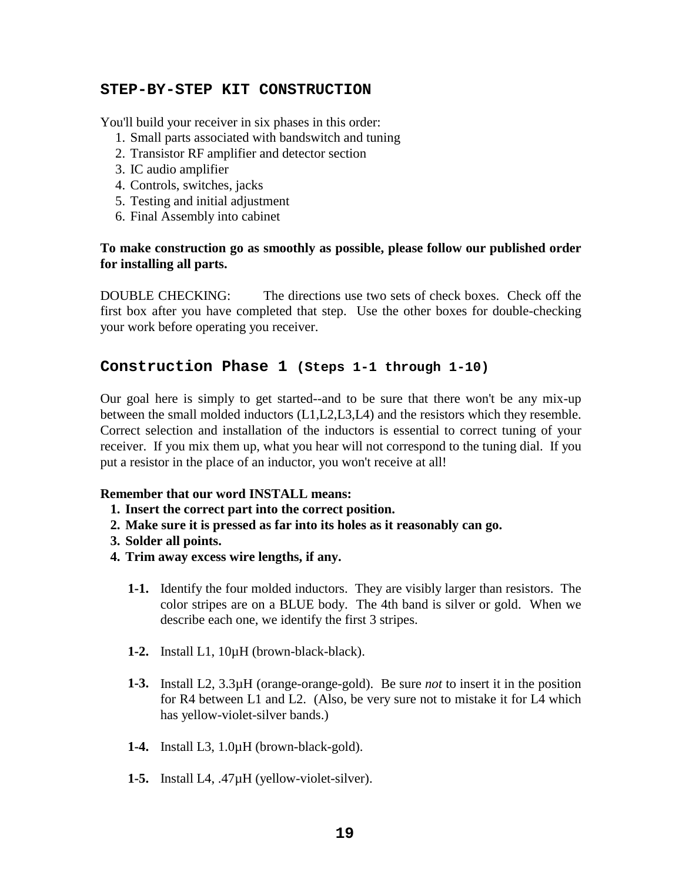## STEP-BY-STEP KIT CONSTRUCTION

You'll build your receiver in six phases in this order:

1. Small parts associated with bandswitch and tuning
2. Transistor RF amplifier and detector section
3. IC audio amplifier
4. Controls, switches, jacks
5. Testing and initial adjustment
6. Final Assembly into cabinet

**To make construction go as smoothly as possible, please follow our published order for installing all parts.**

DOUBLE CHECKING: The directions use two sets of check boxes. Check off the first box after you have completed that step. Use the other boxes for double-checking your work before operating you receiver.

## Construction Phase 1 (Steps 1-1 through 1-10)

Our goal here is simply to get started--and to be sure that there won't be any mix-up between the small molded inductors (L1,L2,L3,L4) and the resistors which they resemble. Correct selection and installation of the inductors is essential to correct tuning of your receiver. If you mix them up, what you hear will not correspond to the tuning dial. If you put a resistor in the place of an inductor, you won't receive at all!

**Remember that our word INSTALL means:**

1. **Insert the correct part into the correct position.**
2. **Make sure it is pressed as far into its holes as it reasonably can go.**
3. **Solder all points.**
4. **Trim away excess wire lengths, if any.**

**1-1.** Identify the four molded inductors. They are visibly larger than resistors. The color stripes are on a BLUE body. The 4th band is silver or gold. When we describe each one, we identify the first 3 stripes.

**1-2.** Install L1, 10µH (brown-black-black).

**1-3.** Install L2, 3.3µH (orange-orange-gold). Be sure *not* to insert it in the position for R4 between L1 and L2. (Also, be very sure not to mistake it for L4 which has yellow-violet-silver bands.)

**1-4.** Install L3, 1.0µH (brown-black-gold).

**1-5.** Install L4, .47µH (yellow-violet-silver).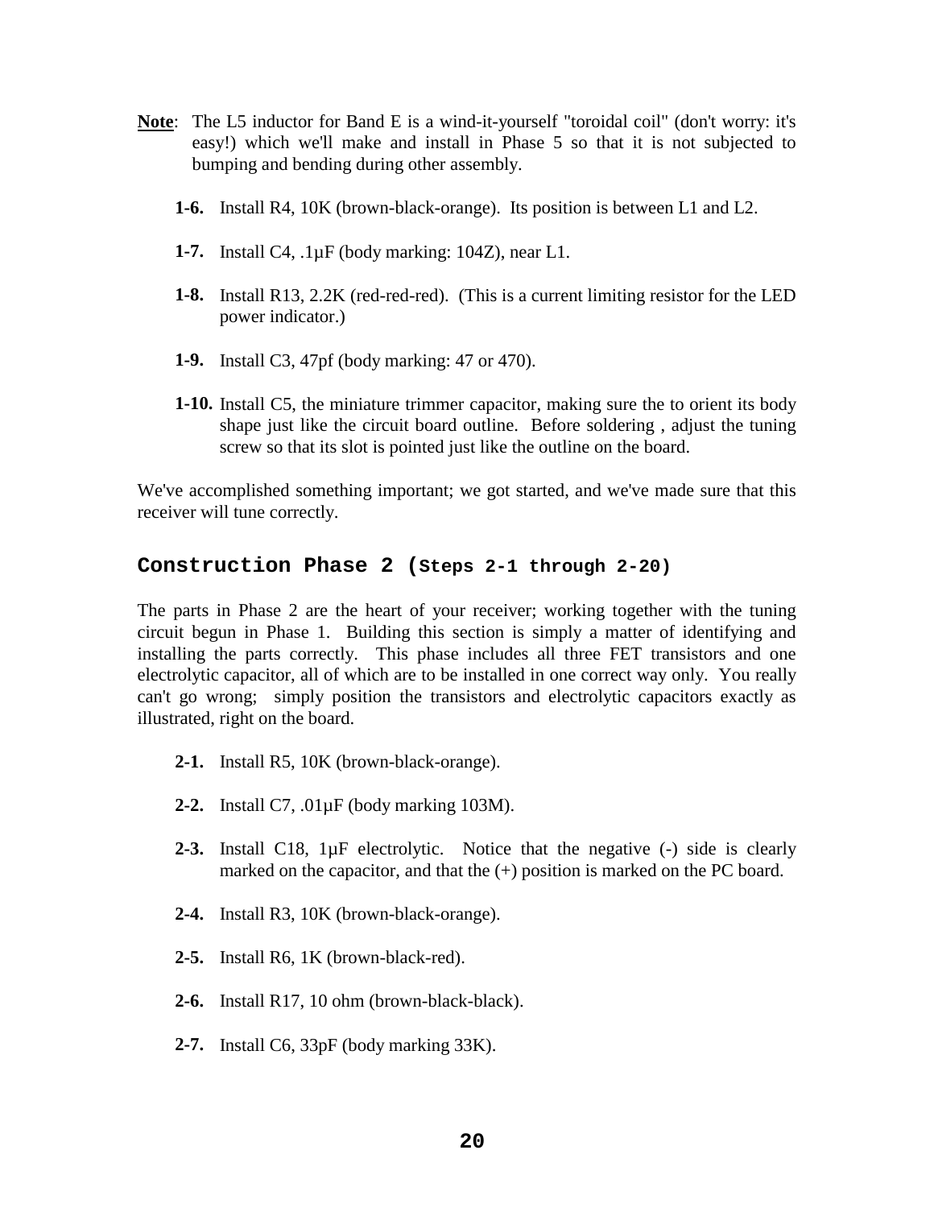**Note**: The L5 inductor for Band E is a wind-it-yourself "toroidal coil" (don't worry: it's easy!) which we'll make and install in Phase 5 so that it is not subjected to bumping and bending during other assembly.

**1-6.** Install R4, 10K (brown-black-orange). Its position is between L1 and L2.

**1-7.** Install C4, .1µF (body marking: 104Z), near L1.

**1-8.** Install R13, 2.2K (red-red-red). (This is a current limiting resistor for the LED power indicator.)

**1-9.** Install C3, 47pf (body marking: 47 or 470).

**1-10.** Install C5, the miniature trimmer capacitor, making sure the to orient its body shape just like the circuit board outline. Before soldering , adjust the tuning screw so that its slot is pointed just like the outline on the board.

We've accomplished something important; we got started, and we've made sure that this receiver will tune correctly.

## Construction Phase 2 (Steps 2-1 through 2-20)

The parts in Phase 2 are the heart of your receiver; working together with the tuning circuit begun in Phase 1. Building this section is simply a matter of identifying and installing the parts correctly. This phase includes all three FET transistors and one electrolytic capacitor, all of which are to be installed in one correct way only. You really can't go wrong; simply position the transistors and electrolytic capacitors exactly as illustrated, right on the board.

**2-1.** Install R5, 10K (brown-black-orange).

**2-2.** Install C7, .01µF (body marking 103M).

**2-3.** Install C18, 1µF electrolytic. Notice that the negative (-) side is clearly marked on the capacitor, and that the (+) position is marked on the PC board.

**2-4.** Install R3, 10K (brown-black-orange).

**2-5.** Install R6, 1K (brown-black-red).

**2-6.** Install R17, 10 ohm (brown-black-black).

**2-7.** Install C6, 33pF (body marking 33K).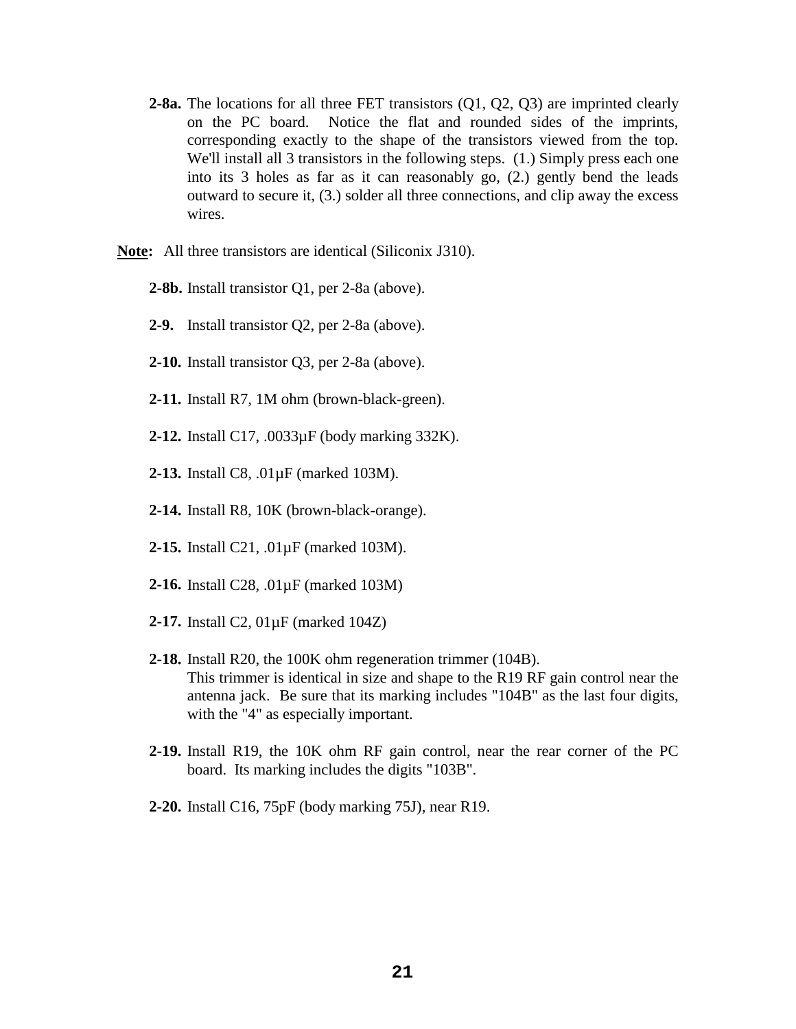**2-8a.** The locations for all three FET transistors (Q1, Q2, Q3) are imprinted clearly on the PC board. Notice the flat and rounded sides of the imprints, corresponding exactly to the shape of the transistors viewed from the top. We'll install all 3 transistors in the following steps. (1.) Simply press each one into its 3 holes as far as it can reasonably go, (2.) gently bend the leads outward to secure it, (3.) solder all three connections, and clip away the excess wires.

**Note:** All three transistors are identical (Siliconix J310).

**2-8b.** Install transistor Q1, per 2-8a (above).

**2-9.** Install transistor Q2, per 2-8a (above).

**2-10.** Install transistor Q3, per 2-8a (above).

**2-11.** Install R7, 1M ohm (brown-black-green).

**2-12.** Install C17, .0033µF (body marking 332K).

**2-13.** Install C8, .01µF (marked 103M).

**2-14.** Install R8, 10K (brown-black-orange).

**2-15.** Install C21, .01µF (marked 103M).

**2-16.** Install C28, .01µF (marked 103M)

**2-17.** Install C2, 01µF (marked 104Z)

**2-18.** Install R20, the 100K ohm regeneration trimmer (104B).
This trimmer is identical in size and shape to the R19 RF gain control near the antenna jack. Be sure that its marking includes "104B" as the last four digits, with the "4" as especially important.

**2-19.** Install R19, the 10K ohm RF gain control, near the rear corner of the PC board. Its marking includes the digits "103B".

**2-20.** Install C16, 75pF (body marking 75J), near R19.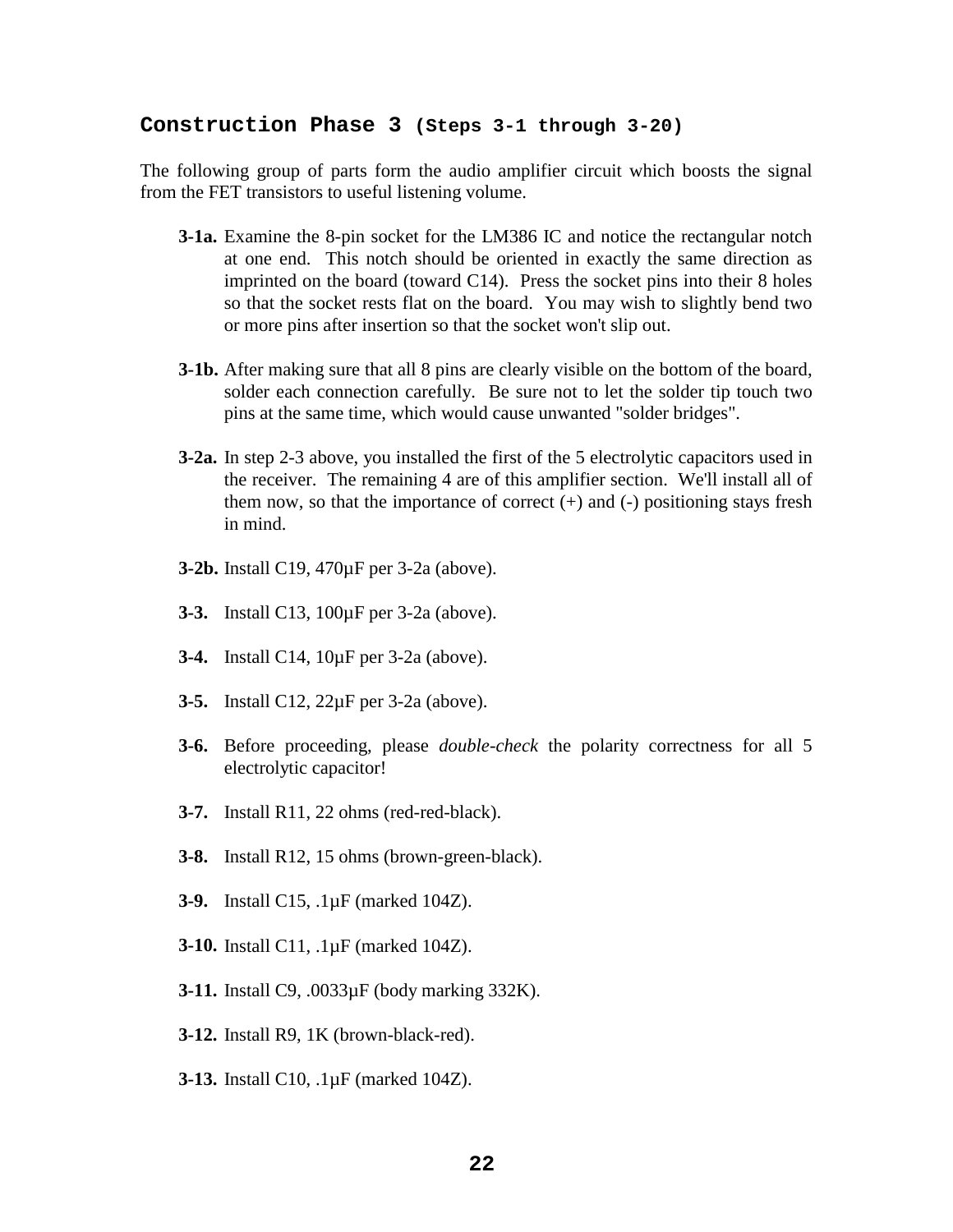## Construction Phase 3 (Steps 3-1 through 3-20)

The following group of parts form the audio amplifier circuit which boosts the signal from the FET transistors to useful listening volume.

**3-1a.** Examine the 8-pin socket for the LM386 IC and notice the rectangular notch at one end. This notch should be oriented in exactly the same direction as imprinted on the board (toward C14). Press the socket pins into their 8 holes so that the socket rests flat on the board. You may wish to slightly bend two or more pins after insertion so that the socket won't slip out.

**3-1b.** After making sure that all 8 pins are clearly visible on the bottom of the board, solder each connection carefully. Be sure not to let the solder tip touch two pins at the same time, which would cause unwanted "solder bridges".

**3-2a.** In step 2-3 above, you installed the first of the 5 electrolytic capacitors used in the receiver. The remaining 4 are of this amplifier section. We'll install all of them now, so that the importance of correct (+) and (-) positioning stays fresh in mind.

**3-2b.** Install C19, 470µF per 3-2a (above).

**3-3.** Install C13, 100µF per 3-2a (above).

**3-4.** Install C14, 10µF per 3-2a (above).

**3-5.** Install C12, 22µF per 3-2a (above).

**3-6.** Before proceeding, please *double-check* the polarity correctness for all 5 electrolytic capacitor!

**3-7.** Install R11, 22 ohms (red-red-black).

**3-8.** Install R12, 15 ohms (brown-green-black).

**3-9.** Install C15, .1µF (marked 104Z).

**3-10.** Install C11, .1µF (marked 104Z).

**3-11.** Install C9, .0033µF (body marking 332K).

**3-12.** Install R9, 1K (brown-black-red).

**3-13.** Install C10, .1µF (marked 104Z).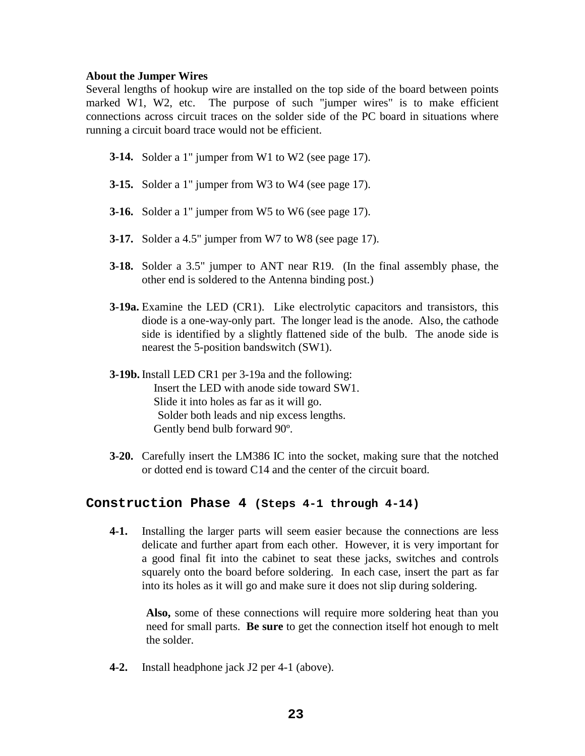**About the Jumper Wires**

Several lengths of hookup wire are installed on the top side of the board between points marked W1, W2, etc. The purpose of such "jumper wires" is to make efficient connections across circuit traces on the solder side of the PC board in situations where running a circuit board trace would not be efficient.

**3-14.** Solder a 1" jumper from W1 to W2 (see page 17).

**3-15.** Solder a 1" jumper from W3 to W4 (see page 17).

**3-16.** Solder a 1" jumper from W5 to W6 (see page 17).

**3-17.** Solder a 4.5" jumper from W7 to W8 (see page 17).

**3-18.** Solder a 3.5" jumper to ANT near R19. (In the final assembly phase, the other end is soldered to the Antenna binding post.)

**3-19a.** Examine the LED (CR1). Like electrolytic capacitors and transistors, this diode is a one-way-only part. The longer lead is the anode. Also, the cathode side is identified by a slightly flattened side of the bulb. The anode side is nearest the 5-position bandswitch (SW1).

**3-19b.** Install LED CR1 per 3-19a and the following:
- Insert the LED with anode side toward SW1.
- Slide it into holes as far as it will go.
- Solder both leads and nip excess lengths.
- Gently bend bulb forward 90º.

**3-20.** Carefully insert the LM386 IC into the socket, making sure that the notched or dotted end is toward C14 and the center of the circuit board.

## Construction Phase 4 (Steps 4-1 through 4-14)

**4-1.** Installing the larger parts will seem easier because the connections are less delicate and further apart from each other. However, it is very important for a good final fit into the cabinet to seat these jacks, switches and controls squarely onto the board before soldering. In each case, insert the part as far into its holes as it will go and make sure it does not slip during soldering.

**Also,** some of these connections will require more soldering heat than you need for small parts. **Be sure** to get the connection itself hot enough to melt the solder.

**4-2.** Install headphone jack J2 per 4-1 (above).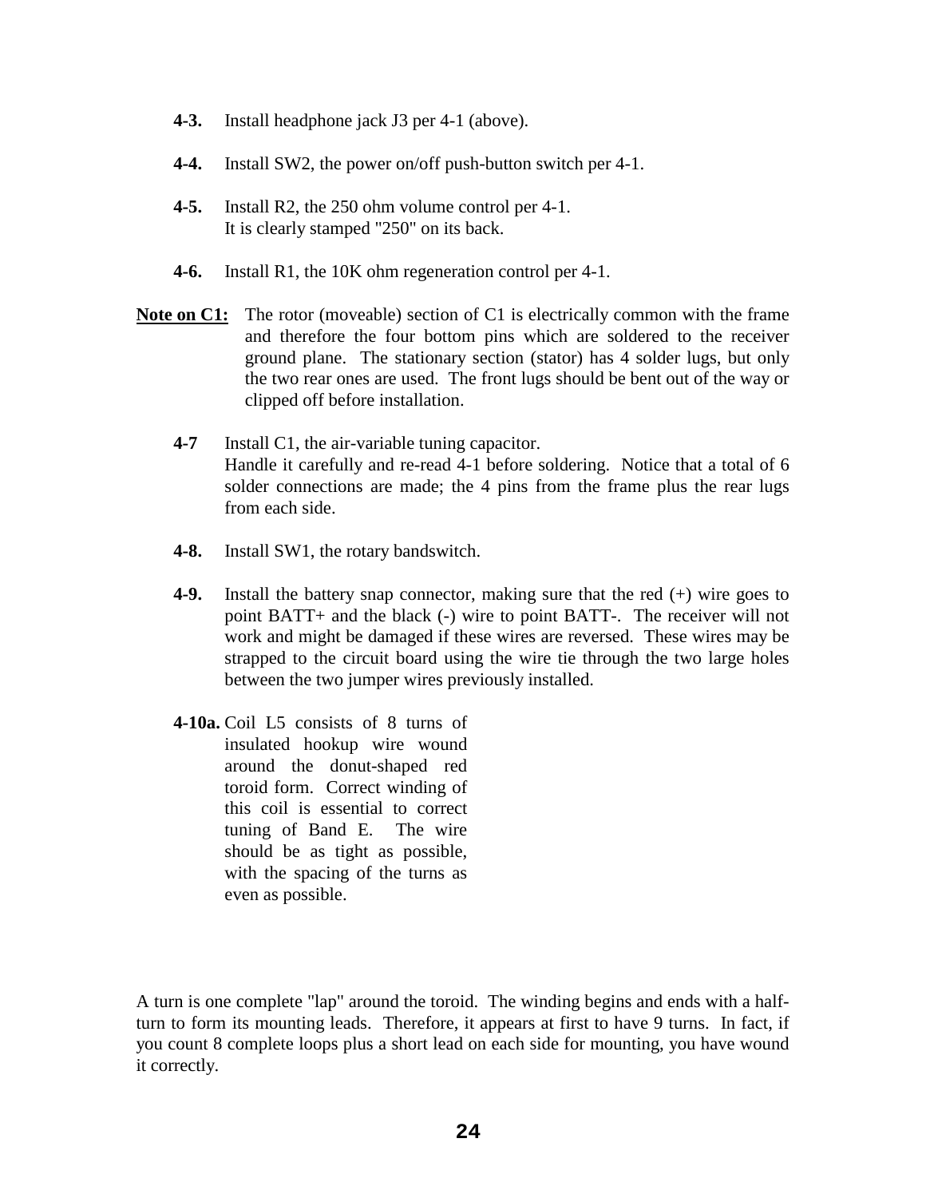**4-3.** Install headphone jack J3 per 4-1 (above).

**4-4.** Install SW2, the power on/off push-button switch per 4-1.

**4-5.** Install R2, the 250 ohm volume control per 4-1.
It is clearly stamped "250" on its back.

**4-6.** Install R1, the 10K ohm regeneration control per 4-1.

**Note on C1:** The rotor (moveable) section of C1 is electrically common with the frame and therefore the four bottom pins which are soldered to the receiver ground plane. The stationary section (stator) has 4 solder lugs, but only the two rear ones are used. The front lugs should be bent out of the way or clipped off before installation.

**4-7** Install C1, the air-variable tuning capacitor.
Handle it carefully and re-read 4-1 before soldering. Notice that a total of 6 solder connections are made; the 4 pins from the frame plus the rear lugs from each side.

**4-8.** Install SW1, the rotary bandswitch.

**4-9.** Install the battery snap connector, making sure that the red (+) wire goes to point BATT+ and the black (-) wire to point BATT-. The receiver will not work and might be damaged if these wires are reversed. These wires may be strapped to the circuit board using the wire tie through the two large holes between the two jumper wires previously installed.

**4-10a.** Coil L5 consists of 8 turns of insulated hookup wire wound around the donut-shaped red toroid form. Correct winding of this coil is essential to correct tuning of Band E. The wire should be as tight as possible, with the spacing of the turns as even as possible.

A turn is one complete "lap" around the toroid. The winding begins and ends with a half-turn to form its mounting leads. Therefore, it appears at first to have 9 turns. In fact, if you count 8 complete loops plus a short lead on each side for mounting, you have wound it correctly.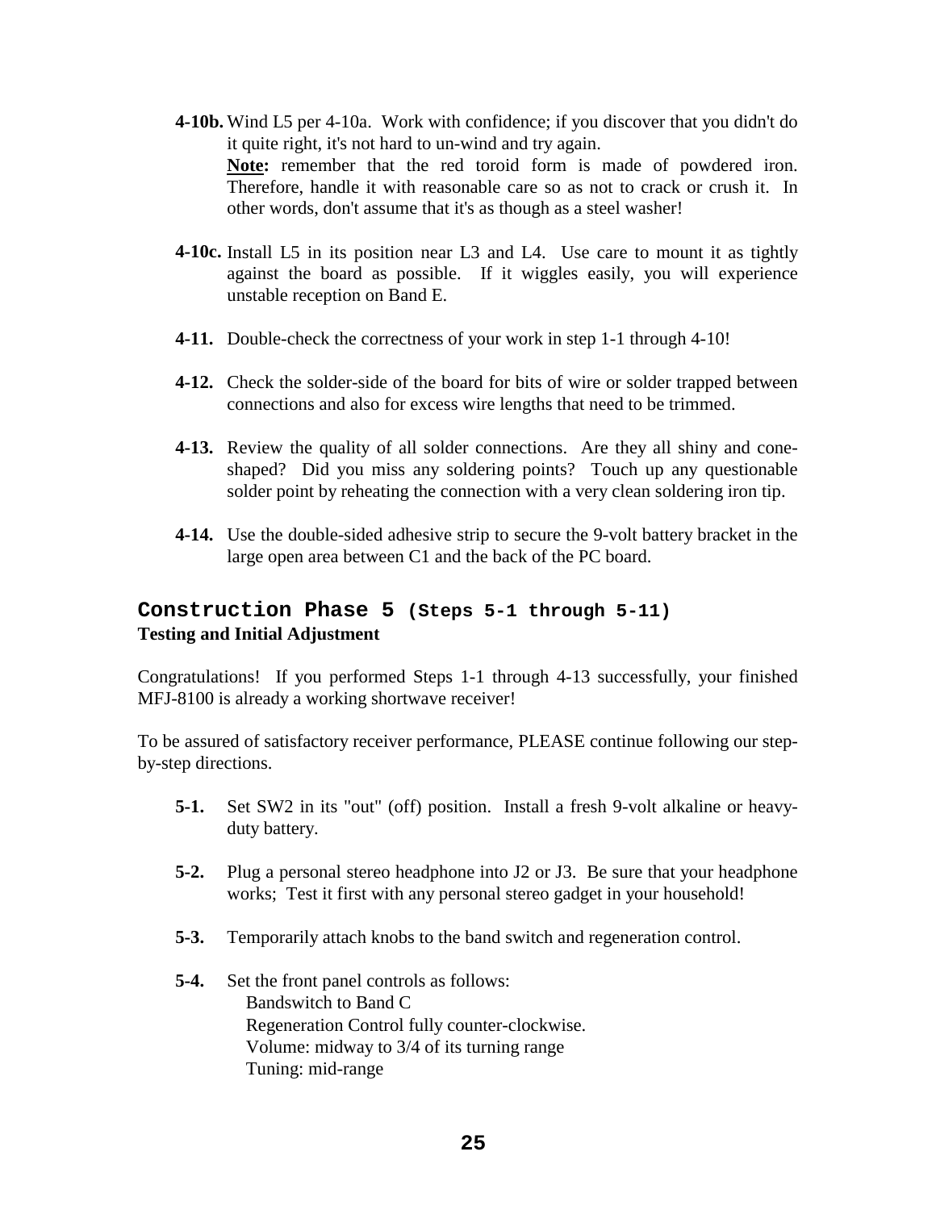**4-10b.** Wind L5 per 4-10a. Work with confidence; if you discover that you didn't do it quite right, it's not hard to un-wind and try again.
**<u>Note:</u>** remember that the red toroid form is made of powdered iron. Therefore, handle it with reasonable care so as not to crack or crush it. In other words, don't assume that it's as though as a steel washer!

**4-10c.** Install L5 in its position near L3 and L4. Use care to mount it as tightly against the board as possible. If it wiggles easily, you will experience unstable reception on Band E.

**4-11.** Double-check the correctness of your work in step 1-1 through 4-10!

**4-12.** Check the solder-side of the board for bits of wire or solder trapped between connections and also for excess wire lengths that need to be trimmed.

**4-13.** Review the quality of all solder connections. Are they all shiny and cone-shaped? Did you miss any soldering points? Touch up any questionable solder point by reheating the connection with a very clean soldering iron tip.

**4-14.** Use the double-sided adhesive strip to secure the 9-volt battery bracket in the large open area between C1 and the back of the PC board.

## Construction Phase 5 (Steps 5-1 through 5-11)

**Testing and Initial Adjustment**

Congratulations! If you performed Steps 1-1 through 4-13 successfully, your finished MFJ-8100 is already a working shortwave receiver!

To be assured of satisfactory receiver performance, PLEASE continue following our step-by-step directions.

**5-1.** Set SW2 in its "out" (off) position. Install a fresh 9-volt alkaline or heavy-duty battery.

**5-2.** Plug a personal stereo headphone into J2 or J3. Be sure that your headphone works; Test it first with any personal stereo gadget in your household!

**5-3.** Temporarily attach knobs to the band switch and regeneration control.

**5-4.** Set the front panel controls as follows:
Bandswitch to Band C
Regeneration Control fully counter-clockwise.
Volume: midway to 3/4 of its turning range
Tuning: mid-range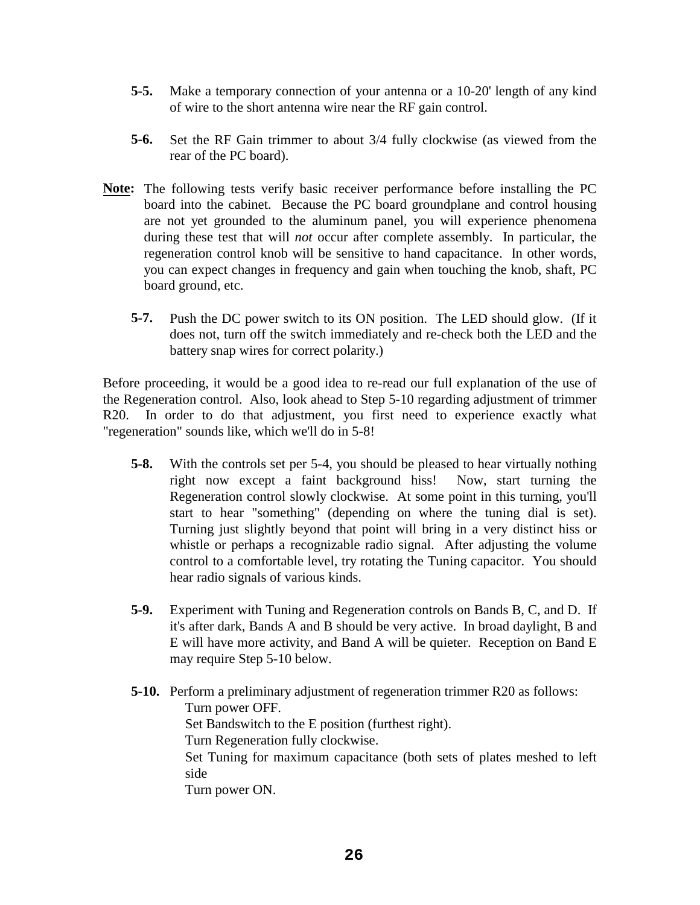**5-5.** Make a temporary connection of your antenna or a 10-20' length of any kind of wire to the short antenna wire near the RF gain control.

**5-6.** Set the RF Gain trimmer to about 3/4 fully clockwise (as viewed from the rear of the PC board).

**Note:** The following tests verify basic receiver performance before installing the PC board into the cabinet. Because the PC board groundplane and control housing are not yet grounded to the aluminum panel, you will experience phenomena during these test that will *not* occur after complete assembly. In particular, the regeneration control knob will be sensitive to hand capacitance. In other words, you can expect changes in frequency and gain when touching the knob, shaft, PC board ground, etc.

**5-7.** Push the DC power switch to its ON position. The LED should glow. (If it does not, turn off the switch immediately and re-check both the LED and the battery snap wires for correct polarity.)

Before proceeding, it would be a good idea to re-read our full explanation of the use of the Regeneration control. Also, look ahead to Step 5-10 regarding adjustment of trimmer R20. In order to do that adjustment, you first need to experience exactly what "regeneration" sounds like, which we'll do in 5-8!

**5-8.** With the controls set per 5-4, you should be pleased to hear virtually nothing right now except a faint background hiss! Now, start turning the Regeneration control slowly clockwise. At some point in this turning, you'll start to hear "something" (depending on where the tuning dial is set). Turning just slightly beyond that point will bring in a very distinct hiss or whistle or perhaps a recognizable radio signal. After adjusting the volume control to a comfortable level, try rotating the Tuning capacitor. You should hear radio signals of various kinds.

**5-9.** Experiment with Tuning and Regeneration controls on Bands B, C, and D. If it's after dark, Bands A and B should be very active. In broad daylight, B and E will have more activity, and Band A will be quieter. Reception on Band E may require Step 5-10 below.

**5-10.** Perform a preliminary adjustment of regeneration trimmer R20 as follows:
Turn power OFF.
Set Bandswitch to the E position (furthest right).
Turn Regeneration fully clockwise.
Set Tuning for maximum capacitance (both sets of plates meshed to left side
Turn power ON.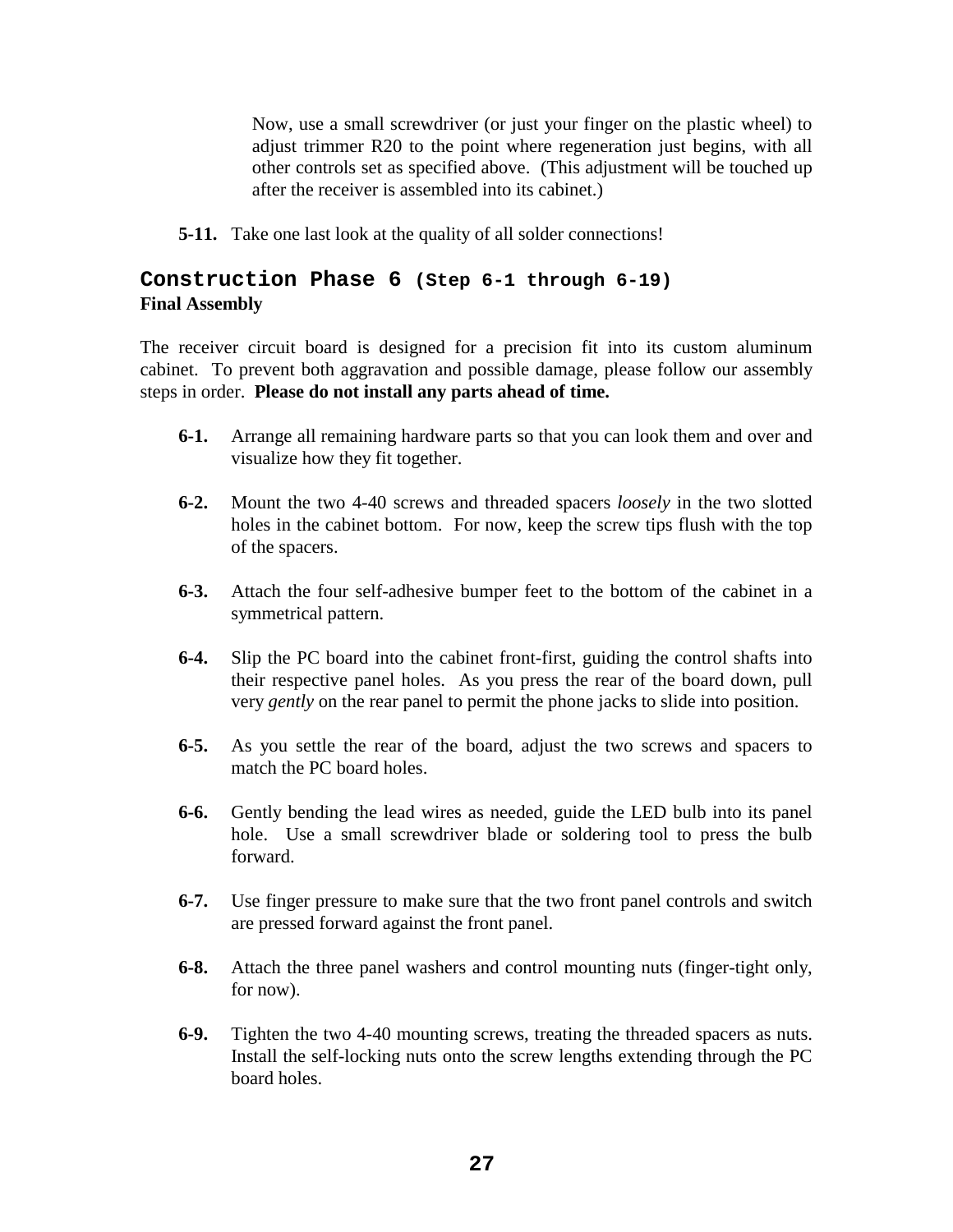Now, use a small screwdriver (or just your finger on the plastic wheel) to adjust trimmer R20 to the point where regeneration just begins, with all other controls set as specified above. (This adjustment will be touched up after the receiver is assembled into its cabinet.)

**5-11.** Take one last look at the quality of all solder connections!

## Construction Phase 6 (Step 6-1 through 6-19)

**Final Assembly**

The receiver circuit board is designed for a precision fit into its custom aluminum cabinet. To prevent both aggravation and possible damage, please follow our assembly steps in order. **Please do not install any parts ahead of time.**

**6-1.** Arrange all remaining hardware parts so that you can look them and over and visualize how they fit together.

**6-2.** Mount the two 4-40 screws and threaded spacers *loosely* in the two slotted holes in the cabinet bottom. For now, keep the screw tips flush with the top of the spacers.

**6-3.** Attach the four self-adhesive bumper feet to the bottom of the cabinet in a symmetrical pattern.

**6-4.** Slip the PC board into the cabinet front-first, guiding the control shafts into their respective panel holes. As you press the rear of the board down, pull very *gently* on the rear panel to permit the phone jacks to slide into position.

**6-5.** As you settle the rear of the board, adjust the two screws and spacers to match the PC board holes.

**6-6.** Gently bending the lead wires as needed, guide the LED bulb into its panel hole. Use a small screwdriver blade or soldering tool to press the bulb forward.

**6-7.** Use finger pressure to make sure that the two front panel controls and switch are pressed forward against the front panel.

**6-8.** Attach the three panel washers and control mounting nuts (finger-tight only, for now).

**6-9.** Tighten the two 4-40 mounting screws, treating the threaded spacers as nuts. Install the self-locking nuts onto the screw lengths extending through the PC board holes.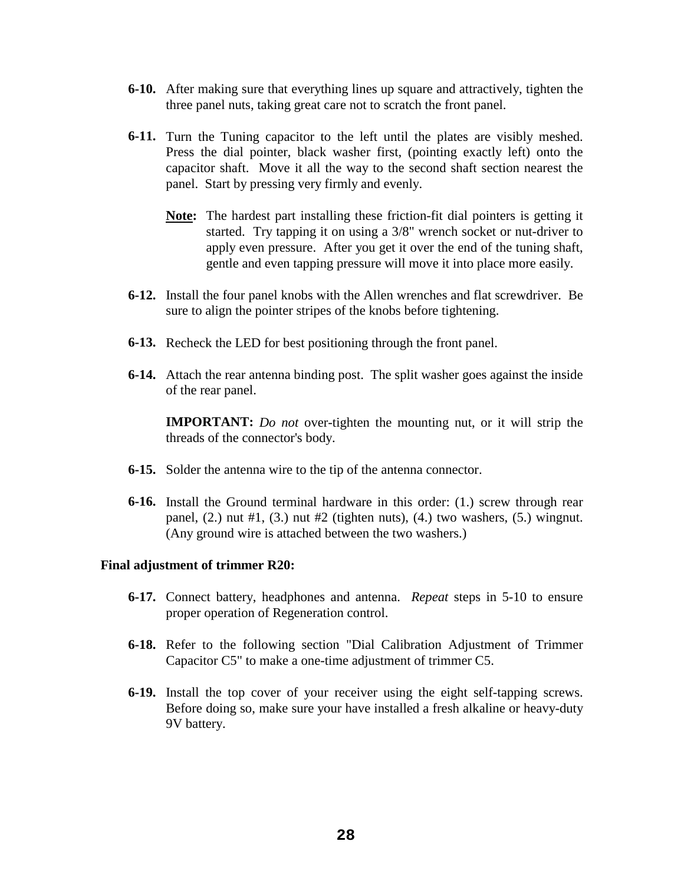**6-10.** After making sure that everything lines up square and attractively, tighten the three panel nuts, taking great care not to scratch the front panel.

**6-11.** Turn the Tuning capacitor to the left until the plates are visibly meshed. Press the dial pointer, black washer first, (pointing exactly left) onto the capacitor shaft. Move it all the way to the second shaft section nearest the panel. Start by pressing very firmly and evenly.

**Note:** The hardest part installing these friction-fit dial pointers is getting it started. Try tapping it on using a 3/8" wrench socket or nut-driver to apply even pressure. After you get it over the end of the tuning shaft, gentle and even tapping pressure will move it into place more easily.

**6-12.** Install the four panel knobs with the Allen wrenches and flat screwdriver. Be sure to align the pointer stripes of the knobs before tightening.

**6-13.** Recheck the LED for best positioning through the front panel.

**6-14.** Attach the rear antenna binding post. The split washer goes against the inside of the rear panel.

**IMPORTANT:** *Do not* over-tighten the mounting nut, or it will strip the threads of the connector's body.

**6-15.** Solder the antenna wire to the tip of the antenna connector.

**6-16.** Install the Ground terminal hardware in this order: (1.) screw through rear panel, (2.) nut #1, (3.) nut #2 (tighten nuts), (4.) two washers, (5.) wingnut. (Any ground wire is attached between the two washers.)

**Final adjustment of trimmer R20:**

**6-17.** Connect battery, headphones and antenna. *Repeat* steps in 5-10 to ensure proper operation of Regeneration control.

**6-18.** Refer to the following section "Dial Calibration Adjustment of Trimmer Capacitor C5" to make a one-time adjustment of trimmer C5.

**6-19.** Install the top cover of your receiver using the eight self-tapping screws. Before doing so, make sure your have installed a fresh alkaline or heavy-duty 9V battery.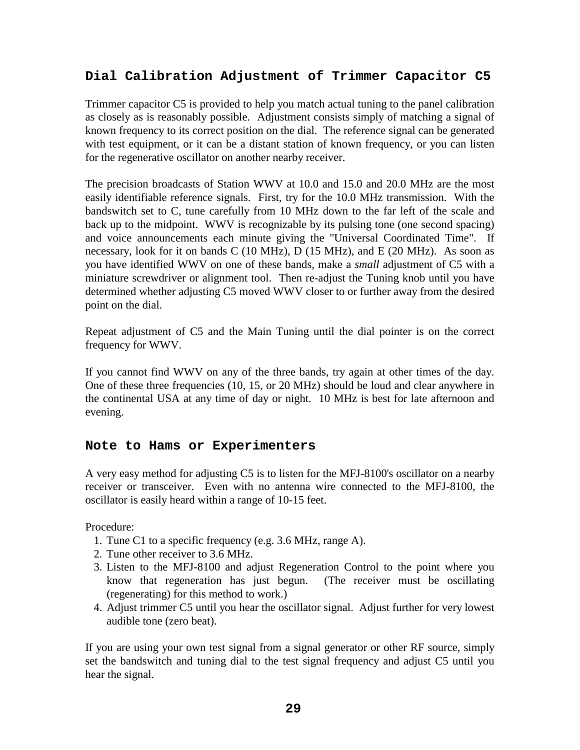## Dial Calibration Adjustment of Trimmer Capacitor C5

Trimmer capacitor C5 is provided to help you match actual tuning to the panel calibration as closely as is reasonably possible. Adjustment consists simply of matching a signal of known frequency to its correct position on the dial. The reference signal can be generated with test equipment, or it can be a distant station of known frequency, or you can listen for the regenerative oscillator on another nearby receiver.

The precision broadcasts of Station WWV at 10.0 and 15.0 and 20.0 MHz are the most easily identifiable reference signals. First, try for the 10.0 MHz transmission. With the bandswitch set to C, tune carefully from 10 MHz down to the far left of the scale and back up to the midpoint. WWV is recognizable by its pulsing tone (one second spacing) and voice announcements each minute giving the "Universal Coordinated Time". If necessary, look for it on bands C (10 MHz), D (15 MHz), and E (20 MHz). As soon as you have identified WWV on one of these bands, make a *small* adjustment of C5 with a miniature screwdriver or alignment tool. Then re-adjust the Tuning knob until you have determined whether adjusting C5 moved WWV closer to or further away from the desired point on the dial.

Repeat adjustment of C5 and the Main Tuning until the dial pointer is on the correct frequency for WWV.

If you cannot find WWV on any of the three bands, try again at other times of the day. One of these three frequencies (10, 15, or 20 MHz) should be loud and clear anywhere in the continental USA at any time of day or night. 10 MHz is best for late afternoon and evening.

## Note to Hams or Experimenters

A very easy method for adjusting C5 is to listen for the MFJ-8100's oscillator on a nearby receiver or transceiver. Even with no antenna wire connected to the MFJ-8100, the oscillator is easily heard within a range of 10-15 feet.

Procedure:

1. Tune C1 to a specific frequency (e.g. 3.6 MHz, range A).
2. Tune other receiver to 3.6 MHz.
3. Listen to the MFJ-8100 and adjust Regeneration Control to the point where you know that regeneration has just begun. (The receiver must be oscillating (regenerating) for this method to work.)
4. Adjust trimmer C5 until you hear the oscillator signal. Adjust further for very lowest audible tone (zero beat).

If you are using your own test signal from a signal generator or other RF source, simply set the bandswitch and tuning dial to the test signal frequency and adjust C5 until you hear the signal.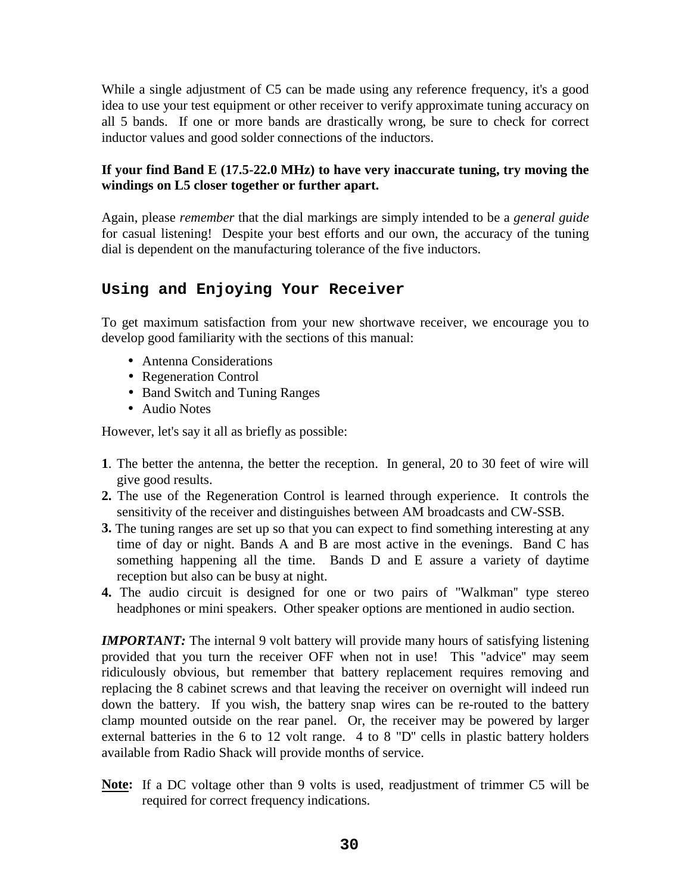While a single adjustment of C5 can be made using any reference frequency, it's a good idea to use your test equipment or other receiver to verify approximate tuning accuracy on all 5 bands. If one or more bands are drastically wrong, be sure to check for correct inductor values and good solder connections of the inductors.

**If your find Band E (17.5-22.0 MHz) to have very inaccurate tuning, try moving the windings on L5 closer together or further apart.**

Again, please *remember* that the dial markings are simply intended to be a *general guide* for casual listening! Despite your best efforts and our own, the accuracy of the tuning dial is dependent on the manufacturing tolerance of the five inductors.

## Using and Enjoying Your Receiver

To get maximum satisfaction from your new shortwave receiver, we encourage you to develop good familiarity with the sections of this manual:

- Antenna Considerations
- Regeneration Control
- Band Switch and Tuning Ranges
- Audio Notes

However, let's say it all as briefly as possible:

**1**. The better the antenna, the better the reception. In general, 20 to 30 feet of wire will give good results.

**2.** The use of the Regeneration Control is learned through experience. It controls the sensitivity of the receiver and distinguishes between AM broadcasts and CW-SSB.

**3.** The tuning ranges are set up so that you can expect to find something interesting at any time of day or night. Bands A and B are most active in the evenings. Band C has something happening all the time. Bands D and E assure a variety of daytime reception but also can be busy at night.

**4.** The audio circuit is designed for one or two pairs of "Walkman" type stereo headphones or mini speakers. Other speaker options are mentioned in audio section.

***IMPORTANT:*** The internal 9 volt battery will provide many hours of satisfying listening provided that you turn the receiver OFF when not in use! This "advice" may seem ridiculously obvious, but remember that battery replacement requires removing and replacing the 8 cabinet screws and that leaving the receiver on overnight will indeed run down the battery. If you wish, the battery snap wires can be re-routed to the battery clamp mounted outside on the rear panel. Or, the receiver may be powered by larger external batteries in the 6 to 12 volt range. 4 to 8 "D" cells in plastic battery holders available from Radio Shack will provide months of service.

**Note:** If a DC voltage other than 9 volts is used, readjustment of trimmer C5 will be required for correct frequency indications.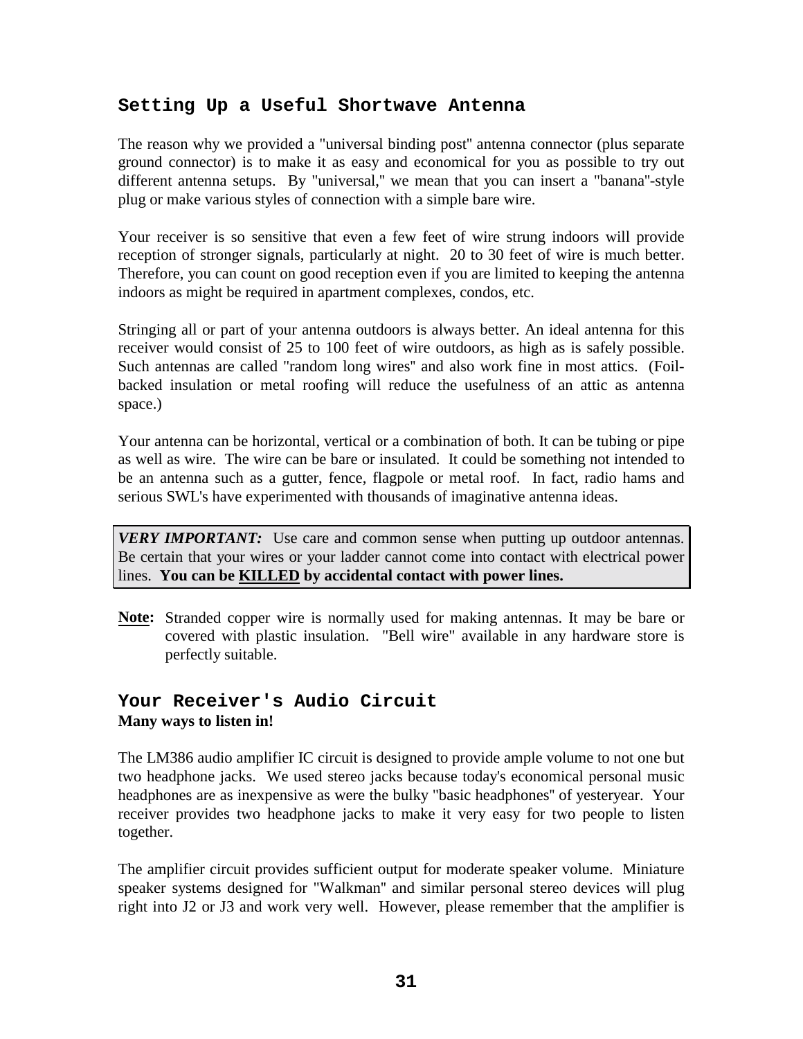## Setting Up a Useful Shortwave Antenna

The reason why we provided a "universal binding post" antenna connector (plus separate ground connector) is to make it as easy and economical for you as possible to try out different antenna setups. By "universal," we mean that you can insert a "banana"-style plug or make various styles of connection with a simple bare wire.

Your receiver is so sensitive that even a few feet of wire strung indoors will provide reception of stronger signals, particularly at night. 20 to 30 feet of wire is much better. Therefore, you can count on good reception even if you are limited to keeping the antenna indoors as might be required in apartment complexes, condos, etc.

Stringing all or part of your antenna outdoors is always better. An ideal antenna for this receiver would consist of 25 to 100 feet of wire outdoors, as high as is safely possible. Such antennas are called "random long wires" and also work fine in most attics. (Foil-backed insulation or metal roofing will reduce the usefulness of an attic as antenna space.)

Your antenna can be horizontal, vertical or a combination of both. It can be tubing or pipe as well as wire. The wire can be bare or insulated. It could be something not intended to be an antenna such as a gutter, fence, flagpole or metal roof. In fact, radio hams and serious SWL's have experimented with thousands of imaginative antenna ideas.

> ***VERY IMPORTANT:*** Use care and common sense when putting up outdoor antennas. Be certain that your wires or your ladder cannot come into contact with electrical power lines. **You can be <u>KILLED</u> by accidental contact with power lines.**

**<u>Note:</u>** Stranded copper wire is normally used for making antennas. It may be bare or covered with plastic insulation. "Bell wire" available in any hardware store is perfectly suitable.

## Your Receiver's Audio Circuit

**Many ways to listen in!**

The LM386 audio amplifier IC circuit is designed to provide ample volume to not one but two headphone jacks. We used stereo jacks because today's economical personal music headphones are as inexpensive as were the bulky "basic headphones" of yesteryear. Your receiver provides two headphone jacks to make it very easy for two people to listen together.

The amplifier circuit provides sufficient output for moderate speaker volume. Miniature speaker systems designed for "Walkman" and similar personal stereo devices will plug right into J2 or J3 and work very well. However, please remember that the amplifier is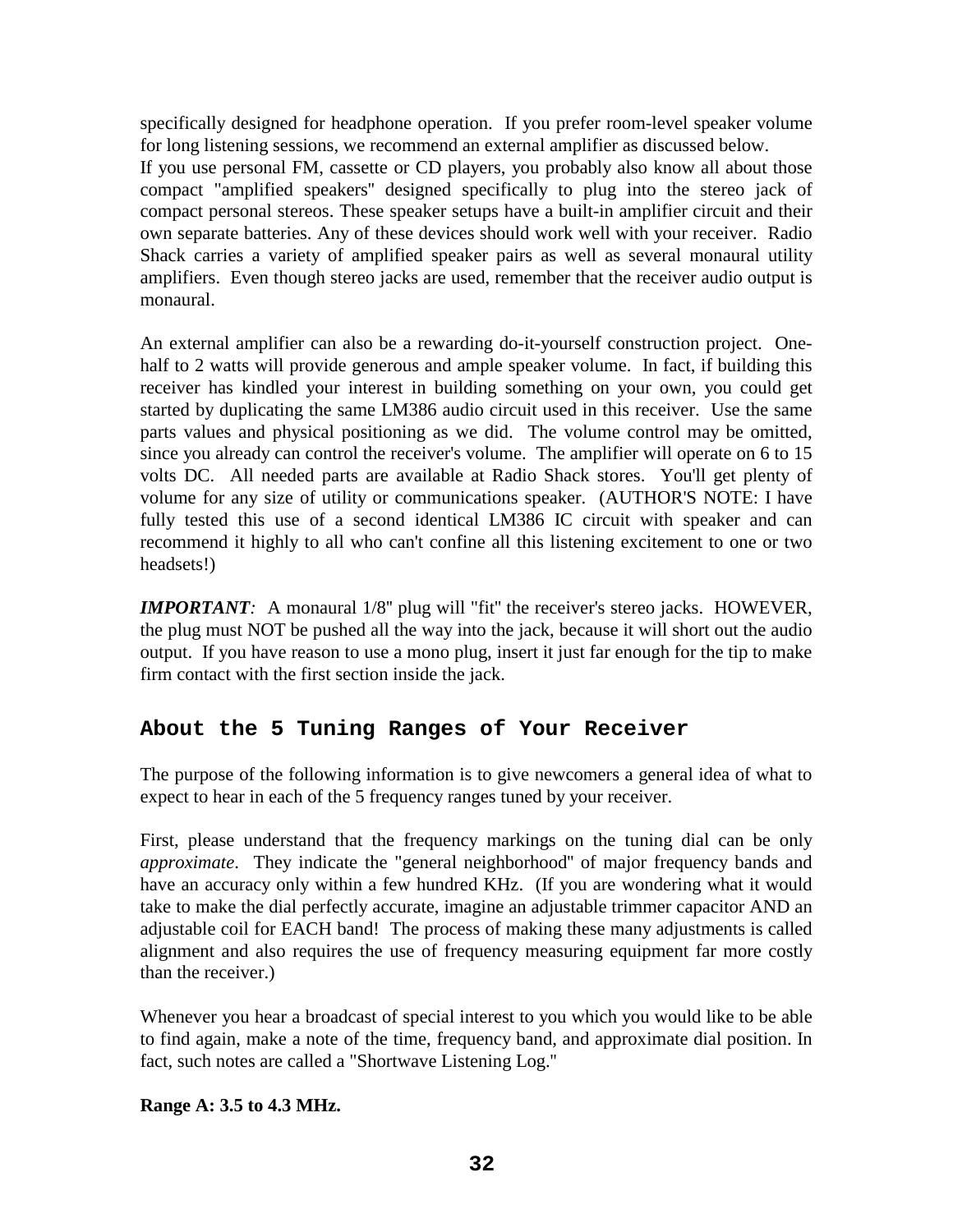specifically designed for headphone operation. If you prefer room-level speaker volume for long listening sessions, we recommend an external amplifier as discussed below.
If you use personal FM, cassette or CD players, you probably also know all about those compact "amplified speakers" designed specifically to plug into the stereo jack of compact personal stereos. These speaker setups have a built-in amplifier circuit and their own separate batteries. Any of these devices should work well with your receiver. Radio Shack carries a variety of amplified speaker pairs as well as several monaural utility amplifiers. Even though stereo jacks are used, remember that the receiver audio output is monaural.

An external amplifier can also be a rewarding do-it-yourself construction project. One-half to 2 watts will provide generous and ample speaker volume. In fact, if building this receiver has kindled your interest in building something on your own, you could get started by duplicating the same LM386 audio circuit used in this receiver. Use the same parts values and physical positioning as we did. The volume control may be omitted, since you already can control the receiver's volume. The amplifier will operate on 6 to 15 volts DC. All needed parts are available at Radio Shack stores. You'll get plenty of volume for any size of utility or communications speaker. (AUTHOR'S NOTE: I have fully tested this use of a second identical LM386 IC circuit with speaker and can recommend it highly to all who can't confine all this listening excitement to one or two headsets!)

***IMPORTANT****:* A monaural 1/8" plug will "fit" the receiver's stereo jacks. HOWEVER, the plug must NOT be pushed all the way into the jack, because it will short out the audio output. If you have reason to use a mono plug, insert it just far enough for the tip to make firm contact with the first section inside the jack.

## About the 5 Tuning Ranges of Your Receiver

The purpose of the following information is to give newcomers a general idea of what to expect to hear in each of the 5 frequency ranges tuned by your receiver.

First, please understand that the frequency markings on the tuning dial can be only *approximate*. They indicate the "general neighborhood" of major frequency bands and have an accuracy only within a few hundred KHz. (If you are wondering what it would take to make the dial perfectly accurate, imagine an adjustable trimmer capacitor AND an adjustable coil for EACH band! The process of making these many adjustments is called alignment and also requires the use of frequency measuring equipment far more costly than the receiver.)

Whenever you hear a broadcast of special interest to you which you would like to be able to find again, make a note of the time, frequency band, and approximate dial position. In fact, such notes are called a "Shortwave Listening Log."

**Range A: 3.5 to 4.3 MHz.**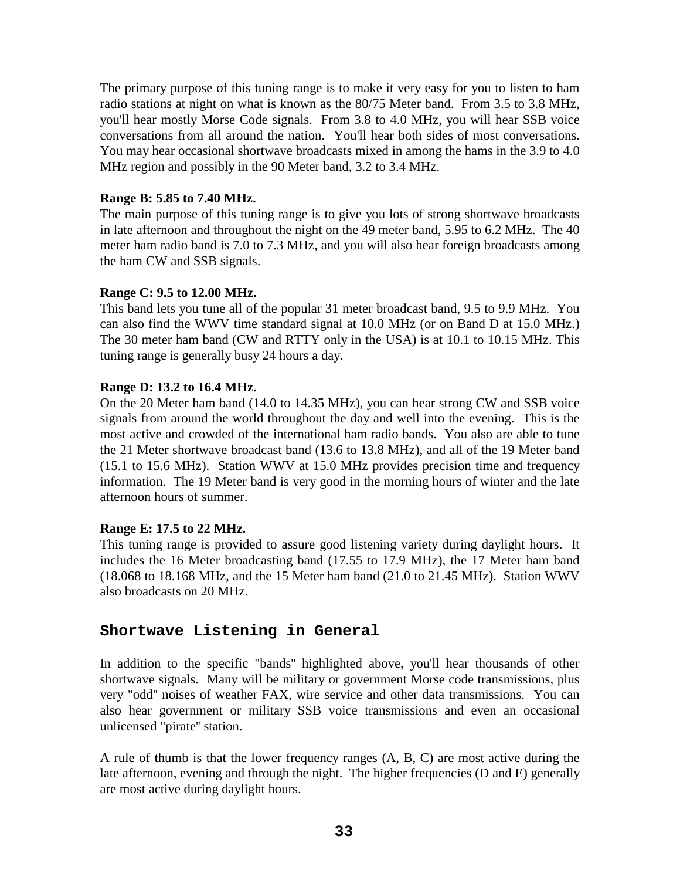The primary purpose of this tuning range is to make it very easy for you to listen to ham radio stations at night on what is known as the 80/75 Meter band. From 3.5 to 3.8 MHz, you'll hear mostly Morse Code signals. From 3.8 to 4.0 MHz, you will hear SSB voice conversations from all around the nation. You'll hear both sides of most conversations. You may hear occasional shortwave broadcasts mixed in among the hams in the 3.9 to 4.0 MHz region and possibly in the 90 Meter band, 3.2 to 3.4 MHz.

**Range B: 5.85 to 7.40 MHz.**
The main purpose of this tuning range is to give you lots of strong shortwave broadcasts in late afternoon and throughout the night on the 49 meter band, 5.95 to 6.2 MHz. The 40 meter ham radio band is 7.0 to 7.3 MHz, and you will also hear foreign broadcasts among the ham CW and SSB signals.

**Range C: 9.5 to 12.00 MHz.**
This band lets you tune all of the popular 31 meter broadcast band, 9.5 to 9.9 MHz. You can also find the WWV time standard signal at 10.0 MHz (or on Band D at 15.0 MHz.) The 30 meter ham band (CW and RTTY only in the USA) is at 10.1 to 10.15 MHz. This tuning range is generally busy 24 hours a day.

**Range D: 13.2 to 16.4 MHz.**
On the 20 Meter ham band (14.0 to 14.35 MHz), you can hear strong CW and SSB voice signals from around the world throughout the day and well into the evening. This is the most active and crowded of the international ham radio bands. You also are able to tune the 21 Meter shortwave broadcast band (13.6 to 13.8 MHz), and all of the 19 Meter band (15.1 to 15.6 MHz). Station WWV at 15.0 MHz provides precision time and frequency information. The 19 Meter band is very good in the morning hours of winter and the late afternoon hours of summer.

**Range E: 17.5 to 22 MHz.**
This tuning range is provided to assure good listening variety during daylight hours. It includes the 16 Meter broadcasting band (17.55 to 17.9 MHz), the 17 Meter ham band (18.068 to 18.168 MHz, and the 15 Meter ham band (21.0 to 21.45 MHz). Station WWV also broadcasts on 20 MHz.

## Shortwave Listening in General

In addition to the specific "bands" highlighted above, you'll hear thousands of other shortwave signals. Many will be military or government Morse code transmissions, plus very "odd" noises of weather FAX, wire service and other data transmissions. You can also hear government or military SSB voice transmissions and even an occasional unlicensed "pirate" station.

A rule of thumb is that the lower frequency ranges (A, B, C) are most active during the late afternoon, evening and through the night. The higher frequencies (D and E) generally are most active during daylight hours.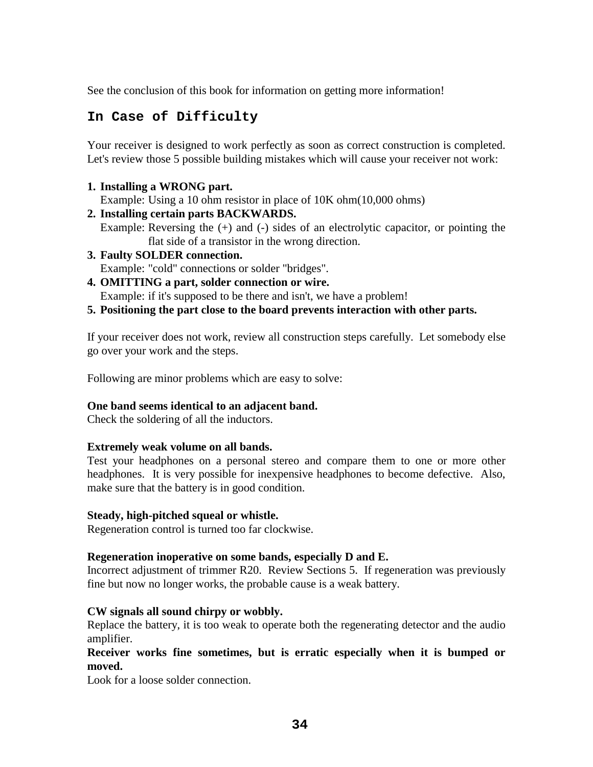See the conclusion of this book for information on getting more information!

## In Case of Difficulty

Your receiver is designed to work perfectly as soon as correct construction is completed. Let's review those 5 possible building mistakes which will cause your receiver not work:

1. **Installing a WRONG part.**
   Example: Using a 10 ohm resistor in place of 10K ohm(10,000 ohms)
2. **Installing certain parts BACKWARDS.**
   Example: Reversing the (+) and (-) sides of an electrolytic capacitor, or pointing the flat side of a transistor in the wrong direction.
3. **Faulty SOLDER connection.**
   Example: "cold" connections or solder "bridges".
4. **OMITTING a part, solder connection or wire.**
   Example: if it's supposed to be there and isn't, we have a problem!
5. **Positioning the part close to the board prevents interaction with other parts.**

If your receiver does not work, review all construction steps carefully. Let somebody else go over your work and the steps.

Following are minor problems which are easy to solve:

**One band seems identical to an adjacent band.**
Check the soldering of all the inductors.

**Extremely weak volume on all bands.**
Test your headphones on a personal stereo and compare them to one or more other headphones. It is very possible for inexpensive headphones to become defective. Also, make sure that the battery is in good condition.

**Steady, high-pitched squeal or whistle.**
Regeneration control is turned too far clockwise.

**Regeneration inoperative on some bands, especially D and E.**
Incorrect adjustment of trimmer R20. Review Sections 5. If regeneration was previously fine but now no longer works, the probable cause is a weak battery.

**CW signals all sound chirpy or wobbly.**
Replace the battery, it is too weak to operate both the regenerating detector and the audio amplifier.

**Receiver works fine sometimes, but is erratic especially when it is bumped or moved.**
Look for a loose solder connection.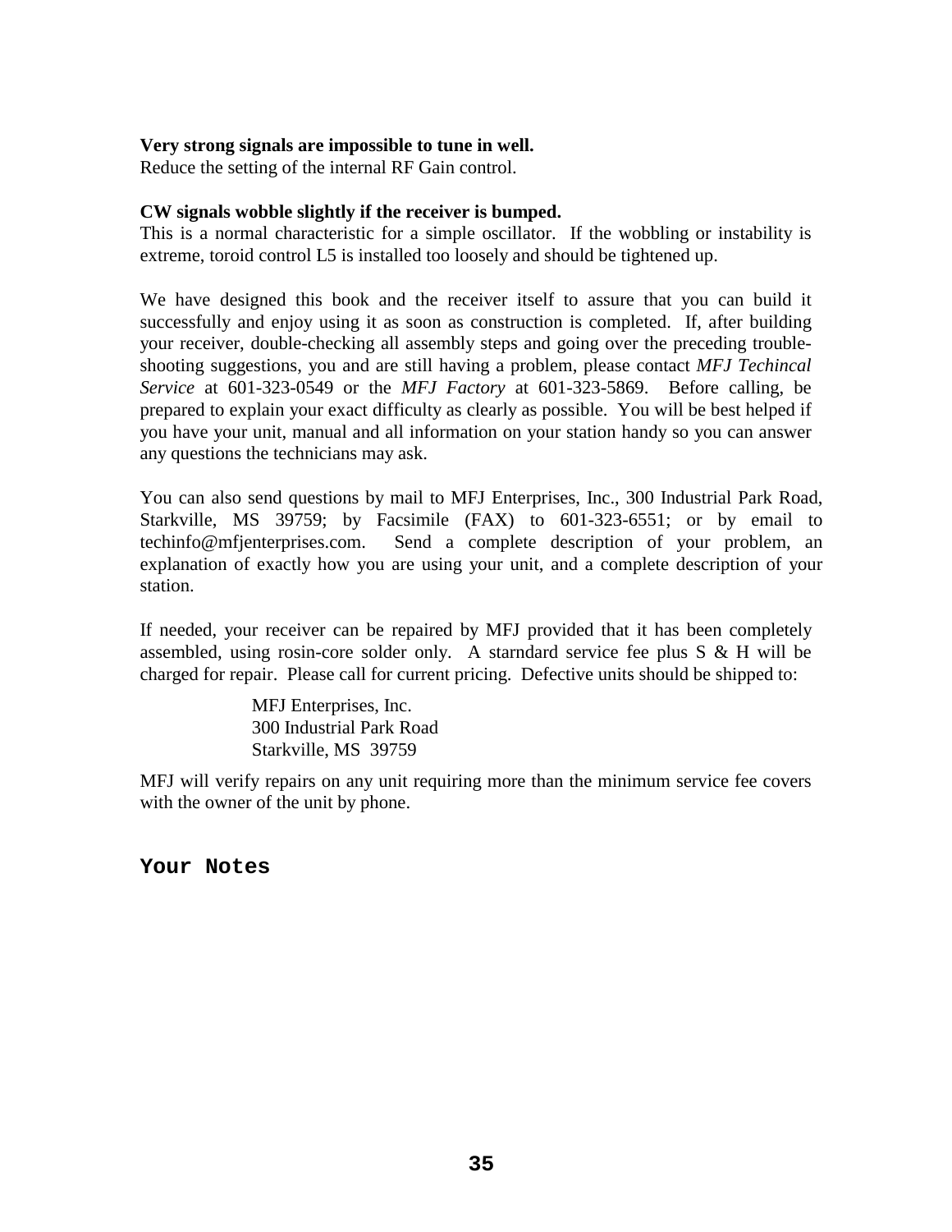**Very strong signals are impossible to tune in well.**
Reduce the setting of the internal RF Gain control.

**CW signals wobble slightly if the receiver is bumped.**
This is a normal characteristic for a simple oscillator. If the wobbling or instability is extreme, toroid control L5 is installed too loosely and should be tightened up.

We have designed this book and the receiver itself to assure that you can build it successfully and enjoy using it as soon as construction is completed. If, after building your receiver, double-checking all assembly steps and going over the preceding trouble-shooting suggestions, you and are still having a problem, please contact *MFJ Techincal Service* at 601-323-0549 or the *MFJ Factory* at 601-323-5869. Before calling, be prepared to explain your exact difficulty as clearly as possible. You will be best helped if you have your unit, manual and all information on your station handy so you can answer any questions the technicians may ask.

You can also send questions by mail to MFJ Enterprises, Inc., 300 Industrial Park Road, Starkville, MS 39759; by Facsimile (FAX) to 601-323-6551; or by email to techinfo@mfjenterprises.com. Send a complete description of your problem, an explanation of exactly how you are using your unit, and a complete description of your station.

If needed, your receiver can be repaired by MFJ provided that it has been completely assembled, using rosin-core solder only. A starndard service fee plus S & H will be charged for repair. Please call for current pricing. Defective units should be shipped to:

MFJ Enterprises, Inc.
300 Industrial Park Road
Starkville, MS 39759

MFJ will verify repairs on any unit requiring more than the minimum service fee covers with the owner of the unit by phone.

## Your Notes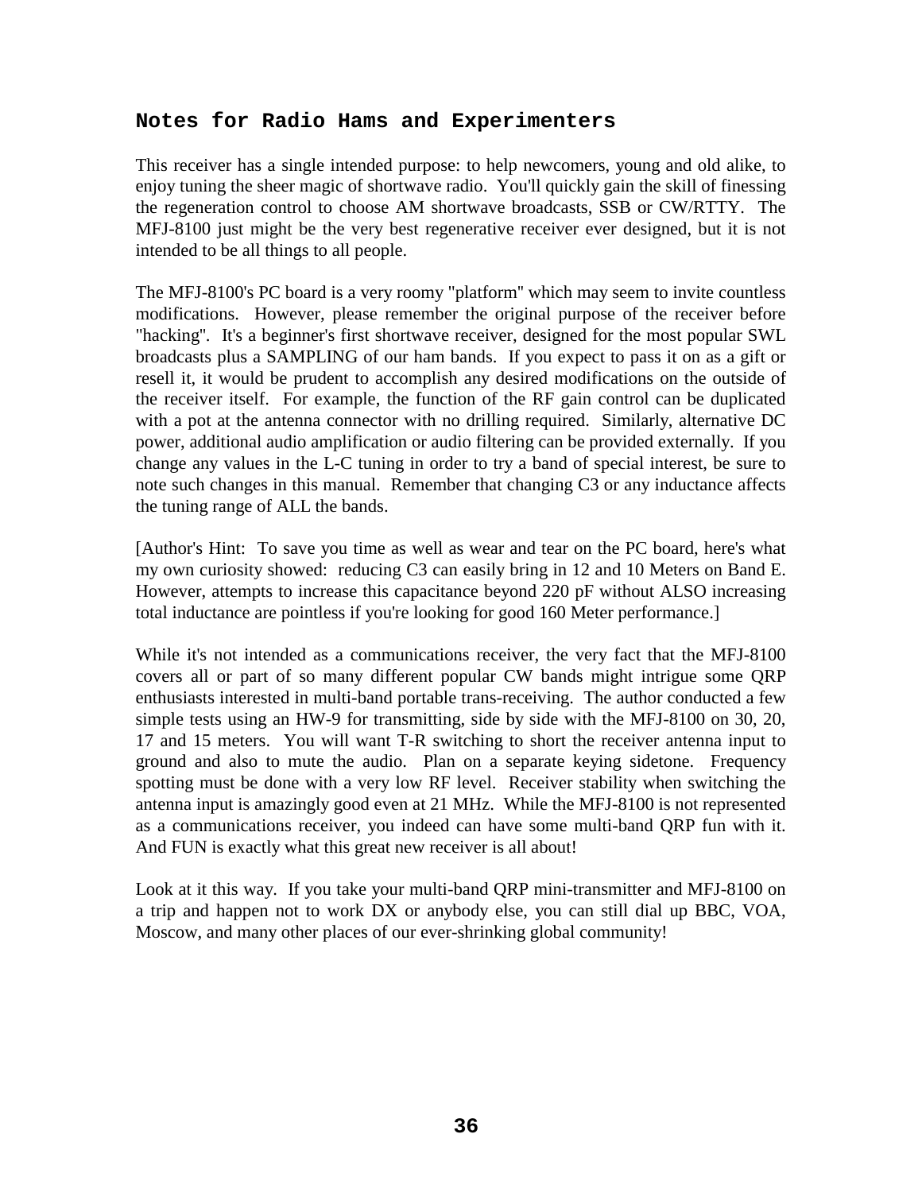## Notes for Radio Hams and Experimenters

This receiver has a single intended purpose: to help newcomers, young and old alike, to enjoy tuning the sheer magic of shortwave radio. You'll quickly gain the skill of finessing the regeneration control to choose AM shortwave broadcasts, SSB or CW/RTTY. The MFJ-8100 just might be the very best regenerative receiver ever designed, but it is not intended to be all things to all people.

The MFJ-8100's PC board is a very roomy "platform" which may seem to invite countless modifications. However, please remember the original purpose of the receiver before "hacking". It's a beginner's first shortwave receiver, designed for the most popular SWL broadcasts plus a SAMPLING of our ham bands. If you expect to pass it on as a gift or resell it, it would be prudent to accomplish any desired modifications on the outside of the receiver itself. For example, the function of the RF gain control can be duplicated with a pot at the antenna connector with no drilling required. Similarly, alternative DC power, additional audio amplification or audio filtering can be provided externally. If you change any values in the L-C tuning in order to try a band of special interest, be sure to note such changes in this manual. Remember that changing C3 or any inductance affects the tuning range of ALL the bands.

[Author's Hint: To save you time as well as wear and tear on the PC board, here's what my own curiosity showed: reducing C3 can easily bring in 12 and 10 Meters on Band E. However, attempts to increase this capacitance beyond 220 pF without ALSO increasing total inductance are pointless if you're looking for good 160 Meter performance.]

While it's not intended as a communications receiver, the very fact that the MFJ-8100 covers all or part of so many different popular CW bands might intrigue some QRP enthusiasts interested in multi-band portable trans-receiving. The author conducted a few simple tests using an HW-9 for transmitting, side by side with the MFJ-8100 on 30, 20, 17 and 15 meters. You will want T-R switching to short the receiver antenna input to ground and also to mute the audio. Plan on a separate keying sidetone. Frequency spotting must be done with a very low RF level. Receiver stability when switching the antenna input is amazingly good even at 21 MHz. While the MFJ-8100 is not represented as a communications receiver, you indeed can have some multi-band QRP fun with it. And FUN is exactly what this great new receiver is all about!

Look at it this way. If you take your multi-band QRP mini-transmitter and MFJ-8100 on a trip and happen not to work DX or anybody else, you can still dial up BBC, VOA, Moscow, and many other places of our ever-shrinking global community!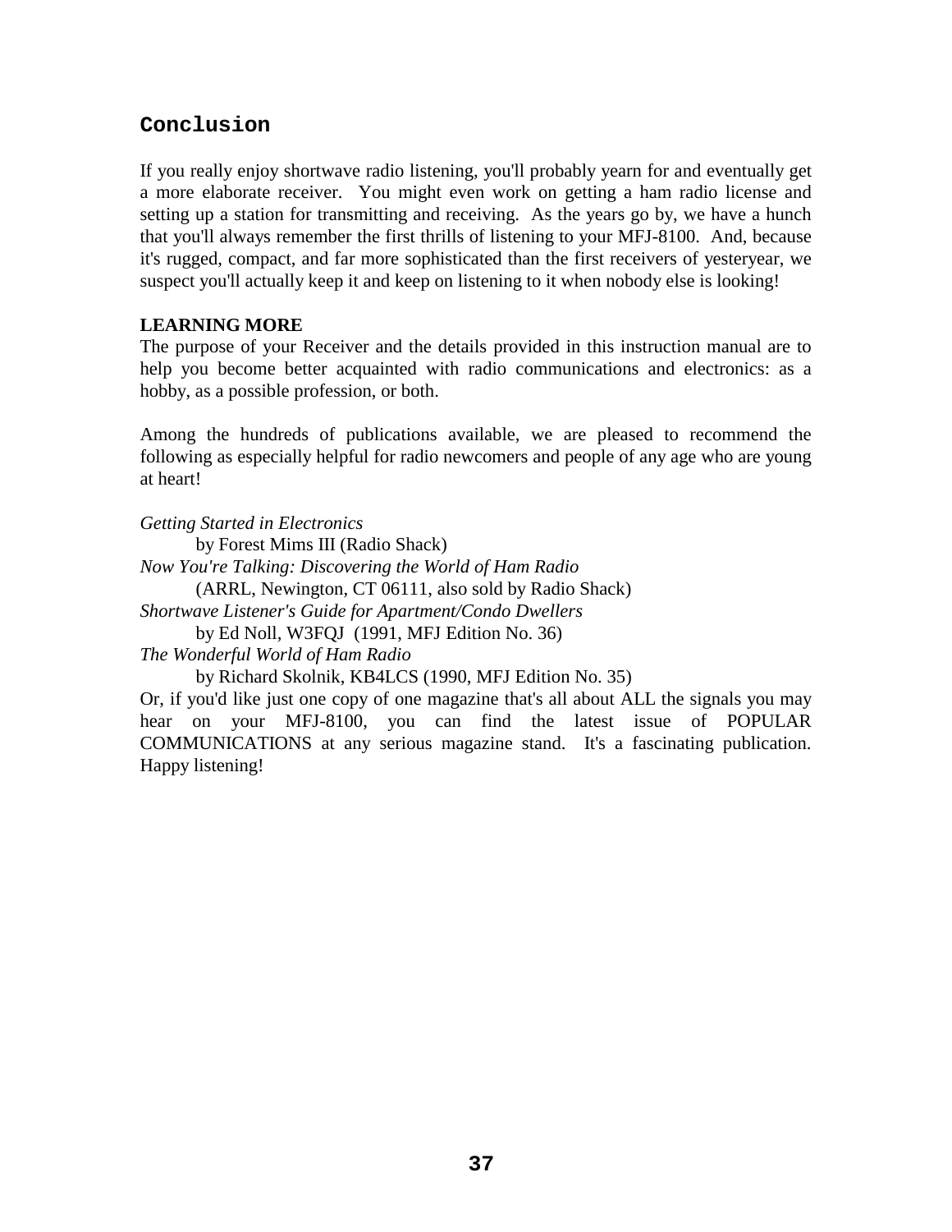## Conclusion

If you really enjoy shortwave radio listening, you'll probably yearn for and eventually get a more elaborate receiver. You might even work on getting a ham radio license and setting up a station for transmitting and receiving. As the years go by, we have a hunch that you'll always remember the first thrills of listening to your MFJ-8100. And, because it's rugged, compact, and far more sophisticated than the first receivers of yesteryear, we suspect you'll actually keep it and keep on listening to it when nobody else is looking!

**LEARNING MORE**

The purpose of your Receiver and the details provided in this instruction manual are to help you become better acquainted with radio communications and electronics: as a hobby, as a possible profession, or both.

Among the hundreds of publications available, we are pleased to recommend the following as especially helpful for radio newcomers and people of any age who are young at heart!

*Getting Started in Electronics*
by Forest Mims III (Radio Shack)
*Now You're Talking: Discovering the World of Ham Radio*
(ARRL, Newington, CT 06111, also sold by Radio Shack)
*Shortwave Listener's Guide for Apartment/Condo Dwellers*
by Ed Noll, W3FQJ (1991, MFJ Edition No. 36)
*The Wonderful World of Ham Radio*
by Richard Skolnik, KB4LCS (1990, MFJ Edition No. 35)

Or, if you'd like just one copy of one magazine that's all about ALL the signals you may hear on your MFJ-8100, you can find the latest issue of POPULAR COMMUNICATIONS at any serious magazine stand. It's a fascinating publication. Happy listening!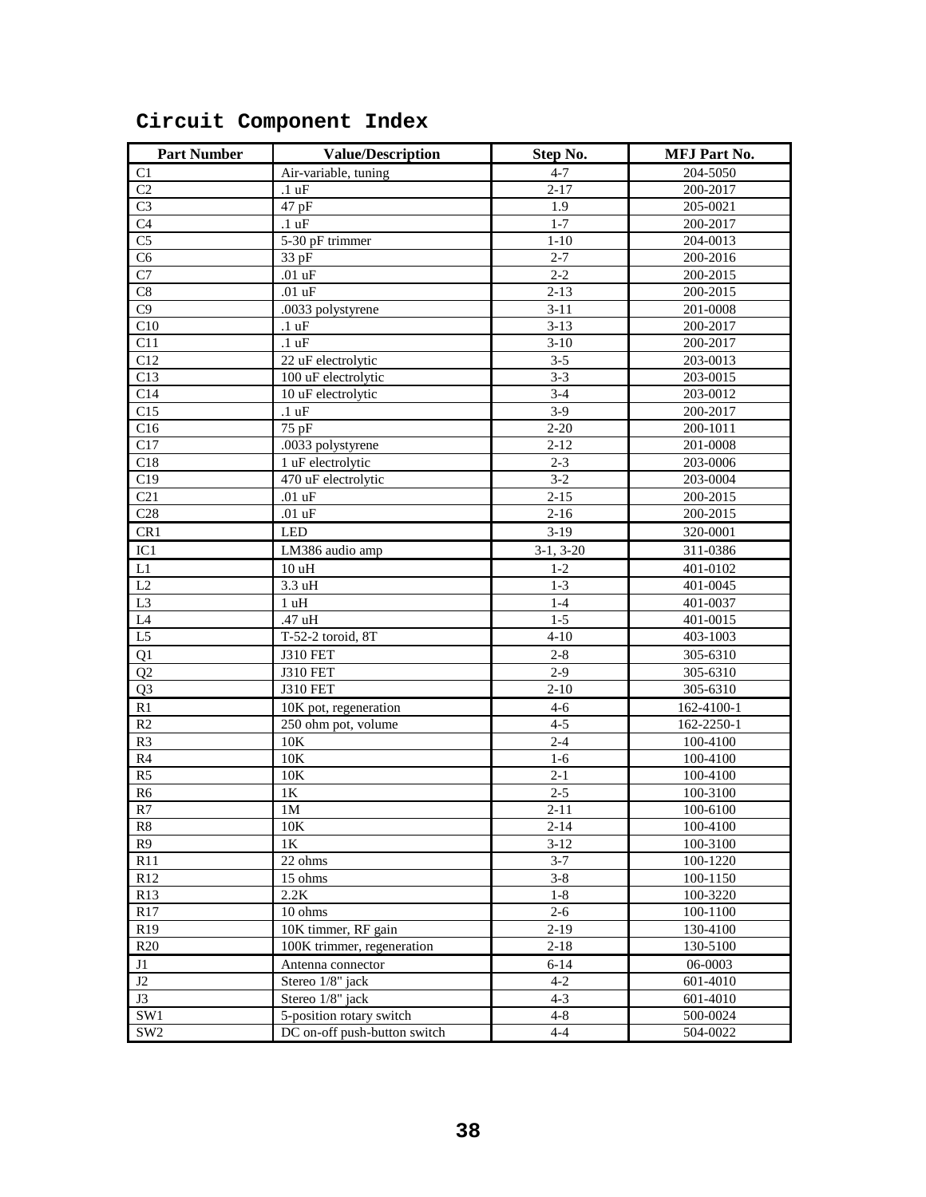## Circuit Component Index

| Part Number | Value/Description | Step No. | MFJ Part No. |
|---|---|---|---|
| C1 | Air-variable, tuning | 4-7 | 204-5050 |
| C2 | .1 uF | 2-17 | 200-2017 |
| C3 | 47 pF | 1.9 | 205-0021 |
| C4 | .1 uF | 1-7 | 200-2017 |
| C5 | 5-30 pF trimmer | 1-10 | 204-0013 |
| C6 | 33 pF | 2-7 | 200-2016 |
| C7 | .01 uF | 2-2 | 200-2015 |
| C8 | .01 uF | 2-13 | 200-2015 |
| C9 | .0033 polystyrene | 3-11 | 201-0008 |
| C10 | .1 uF | 3-13 | 200-2017 |
| C11 | .1 uF | 3-10 | 200-2017 |
| C12 | 22 uF electrolytic | 3-5 | 203-0013 |
| C13 | 100 uF electrolytic | 3-3 | 203-0015 |
| C14 | 10 uF electrolytic | 3-4 | 203-0012 |
| C15 | .1 uF | 3-9 | 200-2017 |
| C16 | 75 pF | 2-20 | 200-1011 |
| C17 | .0033 polystyrene | 2-12 | 201-0008 |
| C18 | 1 uF electrolytic | 2-3 | 203-0006 |
| C19 | 470 uF electrolytic | 3-2 | 203-0004 |
| C21 | .01 uF | 2-15 | 200-2015 |
| C28 | .01 uF | 2-16 | 200-2015 |
| CR1 | LED | 3-19 | 320-0001 |
| IC1 | LM386 audio amp | 3-1, 3-20 | 311-0386 |
| L1 | 10 uH | 1-2 | 401-0102 |
| L2 | 3.3 uH | 1-3 | 401-0045 |
| L3 | 1 uH | 1-4 | 401-0037 |
| L4 | .47 uH | 1-5 | 401-0015 |
| L5 | T-52-2 toroid, 8T | 4-10 | 403-1003 |
| Q1 | J310 FET | 2-8 | 305-6310 |
| Q2 | J310 FET | 2-9 | 305-6310 |
| Q3 | J310 FET | 2-10 | 305-6310 |
| R1 | 10K pot, regeneration | 4-6 | 162-4100-1 |
| R2 | 250 ohm pot, volume | 4-5 | 162-2250-1 |
| R3 | 10K | 2-4 | 100-4100 |
| R4 | 10K | 1-6 | 100-4100 |
| R5 | 10K | 2-1 | 100-4100 |
| R6 | 1K | 2-5 | 100-3100 |
| R7 | 1M | 2-11 | 100-6100 |
| R8 | 10K | 2-14 | 100-4100 |
| R9 | 1K | 3-12 | 100-3100 |
| R11 | 22 ohms | 3-7 | 100-1220 |
| R12 | 15 ohms | 3-8 | 100-1150 |
| R13 | 2.2K | 1-8 | 100-3220 |
| R17 | 10 ohms | 2-6 | 100-1100 |
| R19 | 10K timmer, RF gain | 2-19 | 130-4100 |
| R20 | 100K trimmer, regeneration | 2-18 | 130-5100 |
| J1 | Antenna connector | 6-14 | 06-0003 |
| J2 | Stereo 1/8" jack | 4-2 | 601-4010 |
| J3 | Stereo 1/8" jack | 4-3 | 601-4010 |
| SW1 | 5-position rotary switch | 4-8 | 500-0024 |
| SW2 | DC on-off push-button switch | 4-4 | 504-0022 |